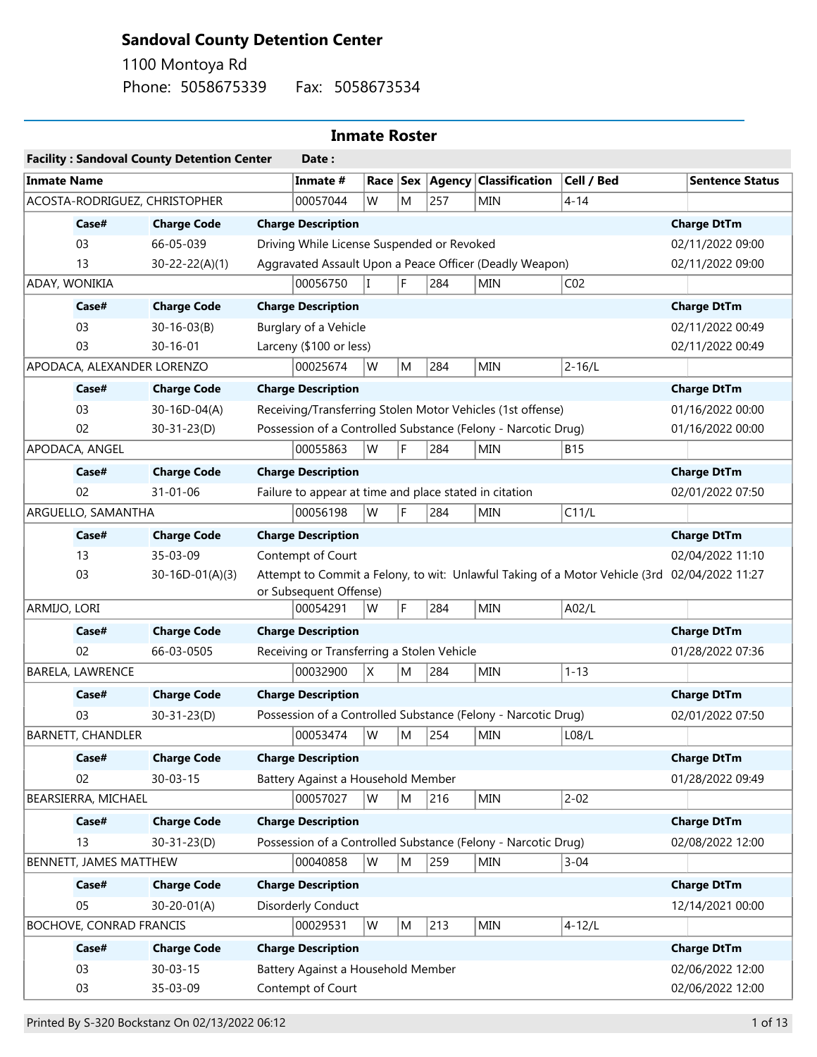# Sandoval County Detention Center

1100 Montoya Rd
Phone: 5058675339 Fax: 5058673534

## Inmate Roster

**Facility : Sandoval County Detention Center** **Date :**

| Inmate Name | Inmate # | Race | Sex | Agency | Classification | Cell / Bed | Sentence Status |
|---|---|---|---|---|---|---|---|
| ACOSTA-RODRIGUEZ, CHRISTOPHER | 00057044 | W | M | 257 | MIN | 4-14 | |

| Case# | Charge Code | Charge Description | Charge DtTm |
|---|---|---|---|
| 03 | 66-05-039 | Driving While License Suspended or Revoked | 02/11/2022 09:00 |
| 13 | 30-22-22(A)(1) | Aggravated Assault Upon a Peace Officer (Deadly Weapon) | 02/11/2022 09:00 |

| Inmate Name | Inmate # | Race | Sex | Agency | Classification | Cell / Bed | Sentence Status |
|---|---|---|---|---|---|---|---|
| ADAY, WONIKIA | 00056750 | I | F | 284 | MIN | C02 | |

| Case# | Charge Code | Charge Description | Charge DtTm |
|---|---|---|---|
| 03 | 30-16-03(B) | Burglary of a Vehicle | 02/11/2022 00:49 |
| 03 | 30-16-01 | Larceny ($100 or less) | 02/11/2022 00:49 |

| Inmate Name | Inmate # | Race | Sex | Agency | Classification | Cell / Bed | Sentence Status |
|---|---|---|---|---|---|---|---|
| APODACA, ALEXANDER LORENZO | 00025674 | W | M | 284 | MIN | 2-16/L | |

| Case# | Charge Code | Charge Description | Charge DtTm |
|---|---|---|---|
| 03 | 30-16D-04(A) | Receiving/Transferring Stolen Motor Vehicles (1st offense) | 01/16/2022 00:00 |
| 02 | 30-31-23(D) | Possession of a Controlled Substance (Felony - Narcotic Drug) | 01/16/2022 00:00 |

| Inmate Name | Inmate # | Race | Sex | Agency | Classification | Cell / Bed | Sentence Status |
|---|---|---|---|---|---|---|---|
| APODACA, ANGEL | 00055863 | W | F | 284 | MIN | B15 | |

| Case# | Charge Code | Charge Description | Charge DtTm |
|---|---|---|---|
| 02 | 31-01-06 | Failure to appear at time and place stated in citation | 02/01/2022 07:50 |

| Inmate Name | Inmate # | Race | Sex | Agency | Classification | Cell / Bed | Sentence Status |
|---|---|---|---|---|---|---|---|
| ARGUELLO, SAMANTHA | 00056198 | W | F | 284 | MIN | C11/L | |

| Case# | Charge Code | Charge Description | Charge DtTm |
|---|---|---|---|
| 13 | 35-03-09 | Contempt of Court | 02/04/2022 11:10 |
| 03 | 30-16D-01(A)(3) | Attempt to Commit a Felony, to wit: Unlawful Taking of a Motor Vehicle (3rd or Subsequent Offense) | 02/04/2022 11:27 |

| Inmate Name | Inmate # | Race | Sex | Agency | Classification | Cell / Bed | Sentence Status |
|---|---|---|---|---|---|---|---|
| ARMIJO, LORI | 00054291 | W | F | 284 | MIN | A02/L | |

| Case# | Charge Code | Charge Description | Charge DtTm |
|---|---|---|---|
| 02 | 66-03-0505 | Receiving or Transferring a Stolen Vehicle | 01/28/2022 07:36 |

| Inmate Name | Inmate # | Race | Sex | Agency | Classification | Cell / Bed | Sentence Status |
|---|---|---|---|---|---|---|---|
| BARELA, LAWRENCE | 00032900 | X | M | 284 | MIN | 1-13 | |

| Case# | Charge Code | Charge Description | Charge DtTm |
|---|---|---|---|
| 03 | 30-31-23(D) | Possession of a Controlled Substance (Felony - Narcotic Drug) | 02/01/2022 07:50 |

| Inmate Name | Inmate # | Race | Sex | Agency | Classification | Cell / Bed | Sentence Status |
|---|---|---|---|---|---|---|---|
| BARNETT, CHANDLER | 00053474 | W | M | 254 | MIN | L08/L | |

| Case# | Charge Code | Charge Description | Charge DtTm |
|---|---|---|---|
| 02 | 30-03-15 | Battery Against a Household Member | 01/28/2022 09:49 |

| Inmate Name | Inmate # | Race | Sex | Agency | Classification | Cell / Bed | Sentence Status |
|---|---|---|---|---|---|---|---|
| BEARSIERRA, MICHAEL | 00057027 | W | M | 216 | MIN | 2-02 | |

| Case# | Charge Code | Charge Description | Charge DtTm |
|---|---|---|---|
| 13 | 30-31-23(D) | Possession of a Controlled Substance (Felony - Narcotic Drug) | 02/08/2022 12:00 |

| Inmate Name | Inmate # | Race | Sex | Agency | Classification | Cell / Bed | Sentence Status |
|---|---|---|---|---|---|---|---|
| BENNETT, JAMES MATTHEW | 00040858 | W | M | 259 | MIN | 3-04 | |

| Case# | Charge Code | Charge Description | Charge DtTm |
|---|---|---|---|
| 05 | 30-20-01(A) | Disorderly Conduct | 12/14/2021 00:00 |

| Inmate Name | Inmate # | Race | Sex | Agency | Classification | Cell / Bed | Sentence Status |
|---|---|---|---|---|---|---|---|
| BOCHOVE, CONRAD FRANCIS | 00029531 | W | M | 213 | MIN | 4-12/L | |

| Case# | Charge Code | Charge Description | Charge DtTm |
|---|---|---|---|
| 03 | 30-03-15 | Battery Against a Household Member | 02/06/2022 12:00 |
| 03 | 35-03-09 | Contempt of Court | 02/06/2022 12:00 |

Printed By S-320 Bockstanz On 02/13/2022 06:12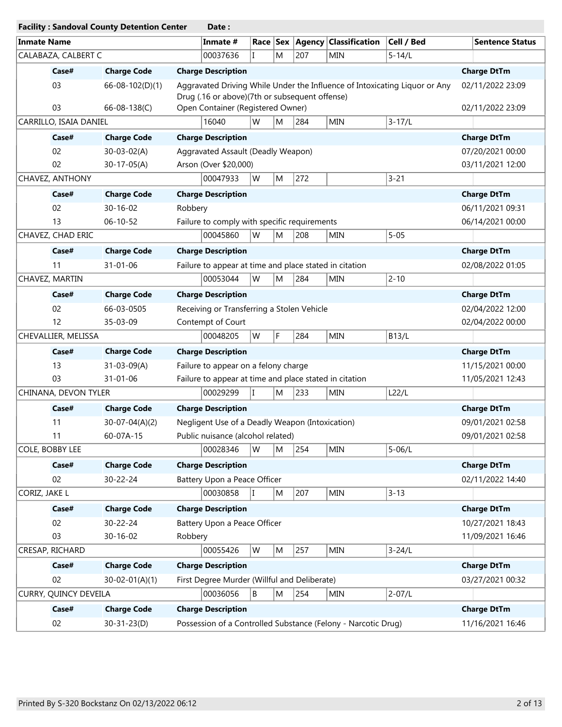**Facility : Sandoval County Detention Center** **Date :**

| Inmate Name | Inmate # | Race | Sex | Agency | Classification | Cell / Bed | Sentence Status |
|---|---|---|---|---|---|---|---|
| CALABAZA, CALBERT C | 00037636 | I | M | 207 | MIN | 5-14/L | |

| Case# | Charge Code | Charge Description | Charge DtTm |
|---|---|---|---|
| 03 | 66-08-102(D)(1) | Aggravated Driving While Under the Influence of Intoxicating Liquor or Any Drug (.16 or above)(7th or subsequent offense) | 02/11/2022 23:09 |
| 03 | 66-08-138(C) | Open Container (Registered Owner) | 02/11/2022 23:09 |

| Inmate Name | Inmate # | Race | Sex | Agency | Classification | Cell / Bed | Sentence Status |
|---|---|---|---|---|---|---|---|
| CARRILLO, ISAIA DANIEL | 16040 | W | M | 284 | MIN | 3-17/L | |

| Case# | Charge Code | Charge Description | Charge DtTm |
|---|---|---|---|
| 02 | 30-03-02(A) | Aggravated Assault (Deadly Weapon) | 07/20/2021 00:00 |
| 02 | 30-17-05(A) | Arson (Over $20,000) | 03/11/2021 12:00 |

| Inmate Name | Inmate # | Race | Sex | Agency | Classification | Cell / Bed | Sentence Status |
|---|---|---|---|---|---|---|---|
| CHAVEZ, ANTHONY | 00047933 | W | M | 272 | | 3-21 | |

| Case# | Charge Code | Charge Description | Charge DtTm |
|---|---|---|---|
| 02 | 30-16-02 | Robbery | 06/11/2021 09:31 |
| 13 | 06-10-52 | Failure to comply with specific requirements | 06/14/2021 00:00 |

| Inmate Name | Inmate # | Race | Sex | Agency | Classification | Cell / Bed | Sentence Status |
|---|---|---|---|---|---|---|---|
| CHAVEZ, CHAD ERIC | 00045860 | W | M | 208 | MIN | 5-05 | |

| Case# | Charge Code | Charge Description | Charge DtTm |
|---|---|---|---|
| 11 | 31-01-06 | Failure to appear at time and place stated in citation | 02/08/2022 01:05 |

| Inmate Name | Inmate # | Race | Sex | Agency | Classification | Cell / Bed | Sentence Status |
|---|---|---|---|---|---|---|---|
| CHAVEZ, MARTIN | 00053044 | W | M | 284 | MIN | 2-10 | |

| Case# | Charge Code | Charge Description | Charge DtTm |
|---|---|---|---|
| 02 | 66-03-0505 | Receiving or Transferring a Stolen Vehicle | 02/04/2022 12:00 |
| 12 | 35-03-09 | Contempt of Court | 02/04/2022 00:00 |

| Inmate Name | Inmate # | Race | Sex | Agency | Classification | Cell / Bed | Sentence Status |
|---|---|---|---|---|---|---|---|
| CHEVALLIER, MELISSA | 00048205 | W | F | 284 | MIN | B13/L | |

| Case# | Charge Code | Charge Description | Charge DtTm |
|---|---|---|---|
| 13 | 31-03-09(A) | Failure to appear on a felony charge | 11/15/2021 00:00 |
| 03 | 31-01-06 | Failure to appear at time and place stated in citation | 11/05/2021 12:43 |

| Inmate Name | Inmate # | Race | Sex | Agency | Classification | Cell / Bed | Sentence Status |
|---|---|---|---|---|---|---|---|
| CHINANA, DEVON TYLER | 00029299 | I | M | 233 | MIN | L22/L | |

| Case# | Charge Code | Charge Description | Charge DtTm |
|---|---|---|---|
| 11 | 30-07-04(A)(2) | Negligent Use of a Deadly Weapon (Intoxication) | 09/01/2021 02:58 |
| 11 | 60-07A-15 | Public nuisance (alcohol related) | 09/01/2021 02:58 |

| Inmate Name | Inmate # | Race | Sex | Agency | Classification | Cell / Bed | Sentence Status |
|---|---|---|---|---|---|---|---|
| COLE, BOBBY LEE | 00028346 | W | M | 254 | MIN | 5-06/L | |

| Case# | Charge Code | Charge Description | Charge DtTm |
|---|---|---|---|
| 02 | 30-22-24 | Battery Upon a Peace Officer | 02/11/2022 14:40 |

| Inmate Name | Inmate # | Race | Sex | Agency | Classification | Cell / Bed | Sentence Status |
|---|---|---|---|---|---|---|---|
| CORIZ, JAKE L | 00030858 | I | M | 207 | MIN | 3-13 | |

| Case# | Charge Code | Charge Description | Charge DtTm |
|---|---|---|---|
| 02 | 30-22-24 | Battery Upon a Peace Officer | 10/27/2021 18:43 |
| 03 | 30-16-02 | Robbery | 11/09/2021 16:46 |

| Inmate Name | Inmate # | Race | Sex | Agency | Classification | Cell / Bed | Sentence Status |
|---|---|---|---|---|---|---|---|
| CRESAP, RICHARD | 00055426 | W | M | 257 | MIN | 3-24/L | |

| Case# | Charge Code | Charge Description | Charge DtTm |
|---|---|---|---|
| 02 | 30-02-01(A)(1) | First Degree Murder (Willful and Deliberate) | 03/27/2021 00:32 |

| Inmate Name | Inmate # | Race | Sex | Agency | Classification | Cell / Bed | Sentence Status |
|---|---|---|---|---|---|---|---|
| CURRY, QUINCY DEVEILA | 00036056 | B | M | 254 | MIN | 2-07/L | |

| Case# | Charge Code | Charge Description | Charge DtTm |
|---|---|---|---|
| 02 | 30-31-23(D) | Possession of a Controlled Substance (Felony - Narcotic Drug) | 11/16/2021 16:46 |

Printed By S-320 Bockstanz On 02/13/2022 06:12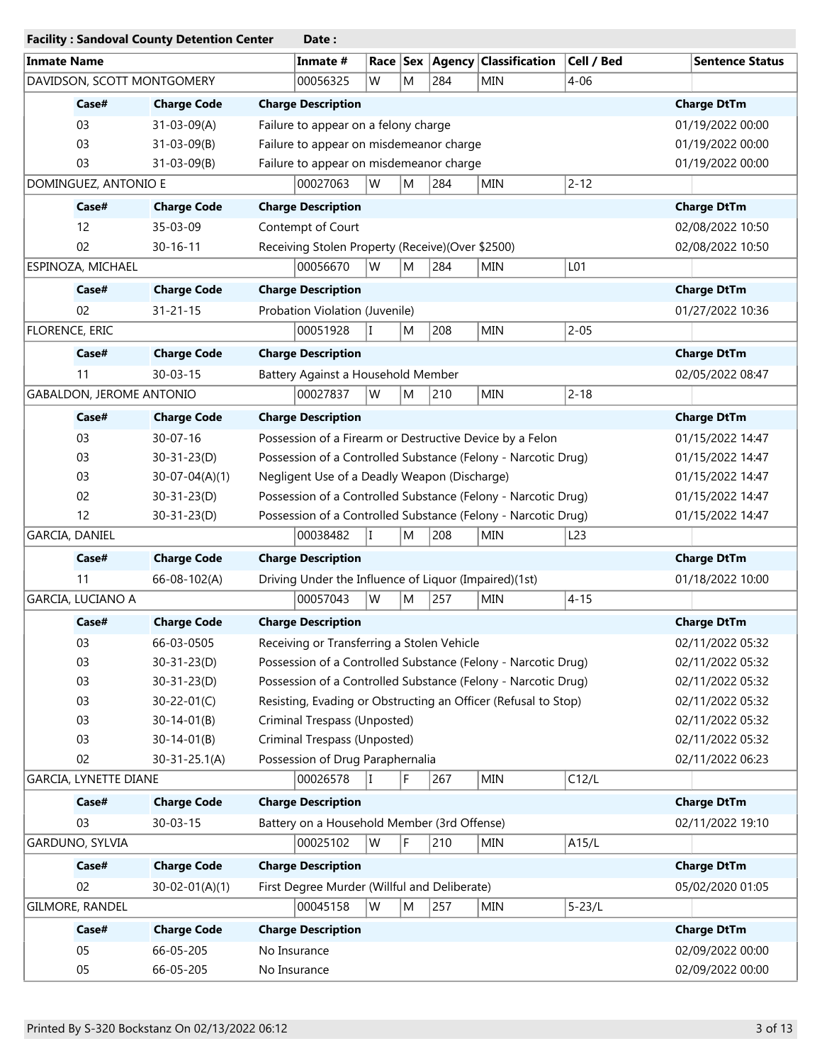**Facility : Sandoval County Detention Center** **Date :**

| Inmate Name | Inmate # | Race | Sex | Agency | Classification | Cell / Bed | Sentence Status |
|---|---|---|---|---|---|---|---|
| DAVIDSON, SCOTT MONTGOMERY | 00056325 | W | M | 284 | MIN | 4-06 | |

| Case# | Charge Code | Charge Description | Charge DtTm |
|---|---|---|---|
| 03 | 31-03-09(A) | Failure to appear on a felony charge | 01/19/2022 00:00 |
| 03 | 31-03-09(B) | Failure to appear on misdemeanor charge | 01/19/2022 00:00 |
| 03 | 31-03-09(B) | Failure to appear on misdemeanor charge | 01/19/2022 00:00 |

| Inmate Name | Inmate # | Race | Sex | Agency | Classification | Cell / Bed | Sentence Status |
|---|---|---|---|---|---|---|---|
| DOMINGUEZ, ANTONIO E | 00027063 | W | M | 284 | MIN | 2-12 | |

| Case# | Charge Code | Charge Description | Charge DtTm |
|---|---|---|---|
| 12 | 35-03-09 | Contempt of Court | 02/08/2022 10:50 |
| 02 | 30-16-11 | Receiving Stolen Property (Receive)(Over $2500) | 02/08/2022 10:50 |

| Inmate Name | Inmate # | Race | Sex | Agency | Classification | Cell / Bed | Sentence Status |
|---|---|---|---|---|---|---|---|
| ESPINOZA, MICHAEL | 00056670 | W | M | 284 | MIN | L01 | |

| Case# | Charge Code | Charge Description | Charge DtTm |
|---|---|---|---|
| 02 | 31-21-15 | Probation Violation (Juvenile) | 01/27/2022 10:36 |

| Inmate Name | Inmate # | Race | Sex | Agency | Classification | Cell / Bed | Sentence Status |
|---|---|---|---|---|---|---|---|
| FLORENCE, ERIC | 00051928 | I | M | 208 | MIN | 2-05 | |

| Case# | Charge Code | Charge Description | Charge DtTm |
|---|---|---|---|
| 11 | 30-03-15 | Battery Against a Household Member | 02/05/2022 08:47 |

| Inmate Name | Inmate # | Race | Sex | Agency | Classification | Cell / Bed | Sentence Status |
|---|---|---|---|---|---|---|---|
| GABALDON, JEROME ANTONIO | 00027837 | W | M | 210 | MIN | 2-18 | |

| Case# | Charge Code | Charge Description | Charge DtTm |
|---|---|---|---|
| 03 | 30-07-16 | Possession of a Firearm or Destructive Device by a Felon | 01/15/2022 14:47 |
| 03 | 30-31-23(D) | Possession of a Controlled Substance (Felony - Narcotic Drug) | 01/15/2022 14:47 |
| 03 | 30-07-04(A)(1) | Negligent Use of a Deadly Weapon (Discharge) | 01/15/2022 14:47 |
| 02 | 30-31-23(D) | Possession of a Controlled Substance (Felony - Narcotic Drug) | 01/15/2022 14:47 |
| 12 | 30-31-23(D) | Possession of a Controlled Substance (Felony - Narcotic Drug) | 01/15/2022 14:47 |

| Inmate Name | Inmate # | Race | Sex | Agency | Classification | Cell / Bed | Sentence Status |
|---|---|---|---|---|---|---|---|
| GARCIA, DANIEL | 00038482 | I | M | 208 | MIN | L23 | |

| Case# | Charge Code | Charge Description | Charge DtTm |
|---|---|---|---|
| 11 | 66-08-102(A) | Driving Under the Influence of Liquor (Impaired)(1st) | 01/18/2022 10:00 |

| Inmate Name | Inmate # | Race | Sex | Agency | Classification | Cell / Bed | Sentence Status |
|---|---|---|---|---|---|---|---|
| GARCIA, LUCIANO A | 00057043 | W | M | 257 | MIN | 4-15 | |

| Case# | Charge Code | Charge Description | Charge DtTm |
|---|---|---|---|
| 03 | 66-03-0505 | Receiving or Transferring a Stolen Vehicle | 02/11/2022 05:32 |
| 03 | 30-31-23(D) | Possession of a Controlled Substance (Felony - Narcotic Drug) | 02/11/2022 05:32 |
| 03 | 30-31-23(D) | Possession of a Controlled Substance (Felony - Narcotic Drug) | 02/11/2022 05:32 |
| 03 | 30-22-01(C) | Resisting, Evading or Obstructing an Officer (Refusal to Stop) | 02/11/2022 05:32 |
| 03 | 30-14-01(B) | Criminal Trespass (Unposted) | 02/11/2022 05:32 |
| 03 | 30-14-01(B) | Criminal Trespass (Unposted) | 02/11/2022 05:32 |
| 02 | 30-31-25.1(A) | Possession of Drug Paraphernalia | 02/11/2022 06:23 |

| Inmate Name | Inmate # | Race | Sex | Agency | Classification | Cell / Bed | Sentence Status |
|---|---|---|---|---|---|---|---|
| GARCIA, LYNETTE DIANE | 00026578 | I | F | 267 | MIN | C12/L | |

| Case# | Charge Code | Charge Description | Charge DtTm |
|---|---|---|---|
| 03 | 30-03-15 | Battery on a Household Member (3rd Offense) | 02/11/2022 19:10 |

| Inmate Name | Inmate # | Race | Sex | Agency | Classification | Cell / Bed | Sentence Status |
|---|---|---|---|---|---|---|---|
| GARDUNO, SYLVIA | 00025102 | W | F | 210 | MIN | A15/L | |

| Case# | Charge Code | Charge Description | Charge DtTm |
|---|---|---|---|
| 02 | 30-02-01(A)(1) | First Degree Murder (Willful and Deliberate) | 05/02/2020 01:05 |

| Inmate Name | Inmate # | Race | Sex | Agency | Classification | Cell / Bed | Sentence Status |
|---|---|---|---|---|---|---|---|
| GILMORE, RANDEL | 00045158 | W | M | 257 | MIN | 5-23/L | |

| Case# | Charge Code | Charge Description | Charge DtTm |
|---|---|---|---|
| 05 | 66-05-205 | No Insurance | 02/09/2022 00:00 |
| 05 | 66-05-205 | No Insurance | 02/09/2022 00:00 |

Printed By S-320 Bockstanz On 02/13/2022 06:12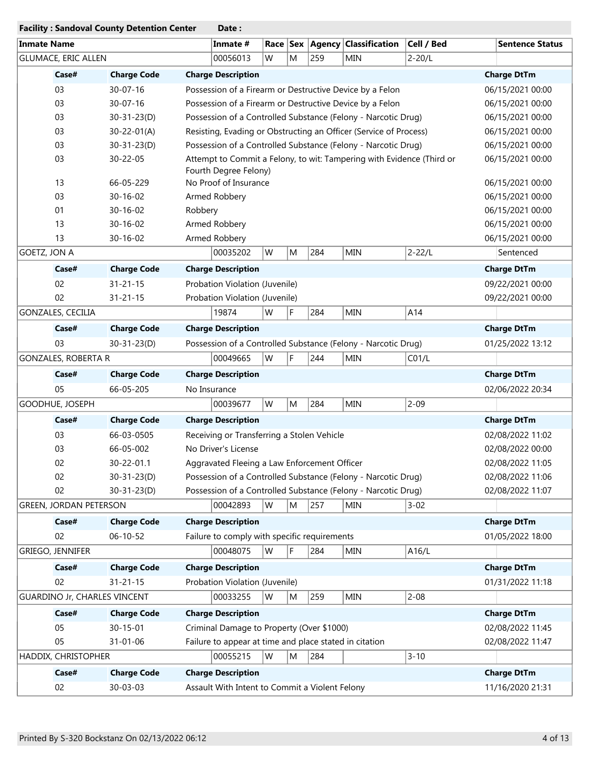**Facility : Sandoval County Detention Center** **Date :**

| Inmate Name | Inmate # | Race | Sex | Agency | Classification | Cell / Bed | Sentence Status |
|---|---|---|---|---|---|---|---|
| GLUMACE, ERIC ALLEN | 00056013 | W | M | 259 | MIN | 2-20/L | |

| Case# | Charge Code | Charge Description | Charge DtTm |
|---|---|---|---|
| 03 | 30-07-16 | Possession of a Firearm or Destructive Device by a Felon | 06/15/2021 00:00 |
| 03 | 30-07-16 | Possession of a Firearm or Destructive Device by a Felon | 06/15/2021 00:00 |
| 03 | 30-31-23(D) | Possession of a Controlled Substance (Felony - Narcotic Drug) | 06/15/2021 00:00 |
| 03 | 30-22-01(A) | Resisting, Evading or Obstructing an Officer (Service of Process) | 06/15/2021 00:00 |
| 03 | 30-31-23(D) | Possession of a Controlled Substance (Felony - Narcotic Drug) | 06/15/2021 00:00 |
| 03 | 30-22-05 | Attempt to Commit a Felony, to wit: Tampering with Evidence (Third or Fourth Degree Felony) | 06/15/2021 00:00 |
| 13 | 66-05-229 | No Proof of Insurance | 06/15/2021 00:00 |
| 03 | 30-16-02 | Armed Robbery | 06/15/2021 00:00 |
| 01 | 30-16-02 | Robbery | 06/15/2021 00:00 |
| 13 | 30-16-02 | Armed Robbery | 06/15/2021 00:00 |
| 13 | 30-16-02 | Armed Robbery | 06/15/2021 00:00 |

| Inmate Name | Inmate # | Race | Sex | Agency | Classification | Cell / Bed | Sentence Status |
|---|---|---|---|---|---|---|---|
| GOETZ, JON A | 00035202 | W | M | 284 | MIN | 2-22/L | Sentenced |

| Case# | Charge Code | Charge Description | Charge DtTm |
|---|---|---|---|
| 02 | 31-21-15 | Probation Violation (Juvenile) | 09/22/2021 00:00 |
| 02 | 31-21-15 | Probation Violation (Juvenile) | 09/22/2021 00:00 |

| Inmate Name | Inmate # | Race | Sex | Agency | Classification | Cell / Bed | Sentence Status |
|---|---|---|---|---|---|---|---|
| GONZALES, CECILIA | 19874 | W | F | 284 | MIN | A14 | |

| Case# | Charge Code | Charge Description | Charge DtTm |
|---|---|---|---|
| 03 | 30-31-23(D) | Possession of a Controlled Substance (Felony - Narcotic Drug) | 01/25/2022 13:12 |

| Inmate Name | Inmate # | Race | Sex | Agency | Classification | Cell / Bed | Sentence Status |
|---|---|---|---|---|---|---|---|
| GONZALES, ROBERTA R | 00049665 | W | F | 244 | MIN | C01/L | |

| Case# | Charge Code | Charge Description | Charge DtTm |
|---|---|---|---|
| 05 | 66-05-205 | No Insurance | 02/06/2022 20:34 |

| Inmate Name | Inmate # | Race | Sex | Agency | Classification | Cell / Bed | Sentence Status |
|---|---|---|---|---|---|---|---|
| GOODHUE, JOSEPH | 00039677 | W | M | 284 | MIN | 2-09 | |

| Case# | Charge Code | Charge Description | Charge DtTm |
|---|---|---|---|
| 03 | 66-03-0505 | Receiving or Transferring a Stolen Vehicle | 02/08/2022 11:02 |
| 03 | 66-05-002 | No Driver's License | 02/08/2022 00:00 |
| 02 | 30-22-01.1 | Aggravated Fleeing a Law Enforcement Officer | 02/08/2022 11:05 |
| 02 | 30-31-23(D) | Possession of a Controlled Substance (Felony - Narcotic Drug) | 02/08/2022 11:06 |
| 02 | 30-31-23(D) | Possession of a Controlled Substance (Felony - Narcotic Drug) | 02/08/2022 11:07 |

| Inmate Name | Inmate # | Race | Sex | Agency | Classification | Cell / Bed | Sentence Status |
|---|---|---|---|---|---|---|---|
| GREEN, JORDAN PETERSON | 00042893 | W | M | 257 | MIN | 3-02 | |

| Case# | Charge Code | Charge Description | Charge DtTm |
|---|---|---|---|
| 02 | 06-10-52 | Failure to comply with specific requirements | 01/05/2022 18:00 |

| Inmate Name | Inmate # | Race | Sex | Agency | Classification | Cell / Bed | Sentence Status |
|---|---|---|---|---|---|---|---|
| GRIEGO, JENNIFER | 00048075 | W | F | 284 | MIN | A16/L | |

| Case# | Charge Code | Charge Description | Charge DtTm |
|---|---|---|---|
| 02 | 31-21-15 | Probation Violation (Juvenile) | 01/31/2022 11:18 |

| Inmate Name | Inmate # | Race | Sex | Agency | Classification | Cell / Bed | Sentence Status |
|---|---|---|---|---|---|---|---|
| GUARDINO Jr, CHARLES VINCENT | 00033255 | W | M | 259 | MIN | 2-08 | |

| Case# | Charge Code | Charge Description | Charge DtTm |
|---|---|---|---|
| 05 | 30-15-01 | Criminal Damage to Property (Over $1000) | 02/08/2022 11:45 |
| 05 | 31-01-06 | Failure to appear at time and place stated in citation | 02/08/2022 11:47 |

| Inmate Name | Inmate # | Race | Sex | Agency | Classification | Cell / Bed | Sentence Status |
|---|---|---|---|---|---|---|---|
| HADDIX, CHRISTOPHER | 00055215 | W | M | 284 | | 3-10 | |

| Case# | Charge Code | Charge Description | Charge DtTm |
|---|---|---|---|
| 02 | 30-03-03 | Assault With Intent to Commit a Violent Felony | 11/16/2020 21:31 |

Printed By S-320 Bockstanz On 02/13/2022 06:12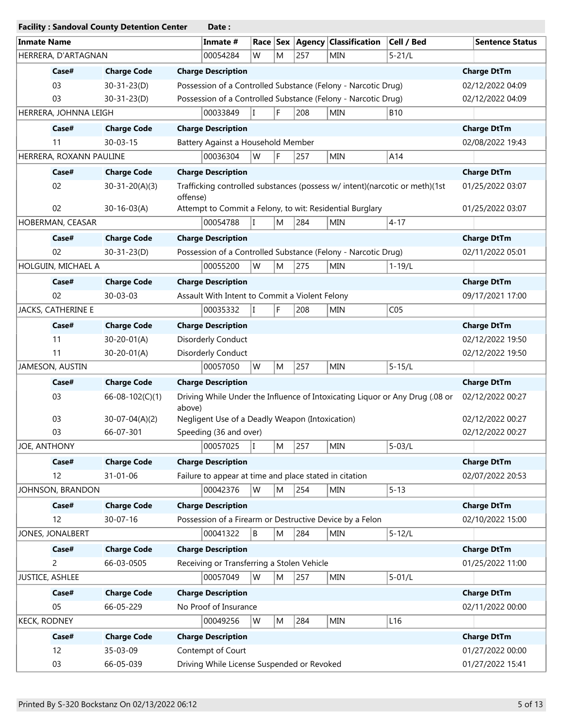**Facility : Sandoval County Detention Center** **Date :**

| Inmate Name | Inmate # | Race | Sex | Agency | Classification | Cell / Bed | Sentence Status |
|---|---|---|---|---|---|---|---|
| HERRERA, D'ARTAGNAN | 00054284 | W | M | 257 | MIN | 5-21/L | |

| Case# | Charge Code | Charge Description | Charge DtTm |
|---|---|---|---|
| 03 | 30-31-23(D) | Possession of a Controlled Substance (Felony - Narcotic Drug) | 02/12/2022 04:09 |
| 03 | 30-31-23(D) | Possession of a Controlled Substance (Felony - Narcotic Drug) | 02/12/2022 04:09 |

| Inmate Name | Inmate # | Race | Sex | Agency | Classification | Cell / Bed | Sentence Status |
|---|---|---|---|---|---|---|---|
| HERRERA, JOHNNA LEIGH | 00033849 | I | F | 208 | MIN | B10 | |

| Case# | Charge Code | Charge Description | Charge DtTm |
|---|---|---|---|
| 11 | 30-03-15 | Battery Against a Household Member | 02/08/2022 19:43 |

| Inmate Name | Inmate # | Race | Sex | Agency | Classification | Cell / Bed | Sentence Status |
|---|---|---|---|---|---|---|---|
| HERRERA, ROXANN PAULINE | 00036304 | W | F | 257 | MIN | A14 | |

| Case# | Charge Code | Charge Description | Charge DtTm |
|---|---|---|---|
| 02 | 30-31-20(A)(3) | Trafficking controlled substances (possess w/ intent)(narcotic or meth)(1st offense) | 01/25/2022 03:07 |
| 02 | 30-16-03(A) | Attempt to Commit a Felony, to wit: Residential Burglary | 01/25/2022 03:07 |

| Inmate Name | Inmate # | Race | Sex | Agency | Classification | Cell / Bed | Sentence Status |
|---|---|---|---|---|---|---|---|
| HOBERMAN, CEASAR | 00054788 | I | M | 284 | MIN | 4-17 | |

| Case# | Charge Code | Charge Description | Charge DtTm |
|---|---|---|---|
| 02 | 30-31-23(D) | Possession of a Controlled Substance (Felony - Narcotic Drug) | 02/11/2022 05:01 |

| Inmate Name | Inmate # | Race | Sex | Agency | Classification | Cell / Bed | Sentence Status |
|---|---|---|---|---|---|---|---|
| HOLGUIN, MICHAEL A | 00055200 | W | M | 275 | MIN | 1-19/L | |

| Case# | Charge Code | Charge Description | Charge DtTm |
|---|---|---|---|
| 02 | 30-03-03 | Assault With Intent to Commit a Violent Felony | 09/17/2021 17:00 |

| Inmate Name | Inmate # | Race | Sex | Agency | Classification | Cell / Bed | Sentence Status |
|---|---|---|---|---|---|---|---|
| JACKS, CATHERINE E | 00035332 | I | F | 208 | MIN | C05 | |

| Case# | Charge Code | Charge Description | Charge DtTm |
|---|---|---|---|
| 11 | 30-20-01(A) | Disorderly Conduct | 02/12/2022 19:50 |
| 11 | 30-20-01(A) | Disorderly Conduct | 02/12/2022 19:50 |

| Inmate Name | Inmate # | Race | Sex | Agency | Classification | Cell / Bed | Sentence Status |
|---|---|---|---|---|---|---|---|
| JAMESON, AUSTIN | 00057050 | W | M | 257 | MIN | 5-15/L | |

| Case# | Charge Code | Charge Description | Charge DtTm |
|---|---|---|---|
| 03 | 66-08-102(C)(1) | Driving While Under the Influence of Intoxicating Liquor or Any Drug (.08 or above) | 02/12/2022 00:27 |
| 03 | 30-07-04(A)(2) | Negligent Use of a Deadly Weapon (Intoxication) | 02/12/2022 00:27 |
| 03 | 66-07-301 | Speeding (36 and over) | 02/12/2022 00:27 |

| Inmate Name | Inmate # | Race | Sex | Agency | Classification | Cell / Bed | Sentence Status |
|---|---|---|---|---|---|---|---|
| JOE, ANTHONY | 00057025 | I | M | 257 | MIN | 5-03/L | |

| Case# | Charge Code | Charge Description | Charge DtTm |
|---|---|---|---|
| 12 | 31-01-06 | Failure to appear at time and place stated in citation | 02/07/2022 20:53 |

| Inmate Name | Inmate # | Race | Sex | Agency | Classification | Cell / Bed | Sentence Status |
|---|---|---|---|---|---|---|---|
| JOHNSON, BRANDON | 00042376 | W | M | 254 | MIN | 5-13 | |

| Case# | Charge Code | Charge Description | Charge DtTm |
|---|---|---|---|
| 12 | 30-07-16 | Possession of a Firearm or Destructive Device by a Felon | 02/10/2022 15:00 |

| Inmate Name | Inmate # | Race | Sex | Agency | Classification | Cell / Bed | Sentence Status |
|---|---|---|---|---|---|---|---|
| JONES, JONALBERT | 00041322 | B | M | 284 | MIN | 5-12/L | |

| Case# | Charge Code | Charge Description | Charge DtTm |
|---|---|---|---|
| 2 | 66-03-0505 | Receiving or Transferring a Stolen Vehicle | 01/25/2022 11:00 |

| Inmate Name | Inmate # | Race | Sex | Agency | Classification | Cell / Bed | Sentence Status |
|---|---|---|---|---|---|---|---|
| JUSTICE, ASHLEE | 00057049 | W | M | 257 | MIN | 5-01/L | |

| Case# | Charge Code | Charge Description | Charge DtTm |
|---|---|---|---|
| 05 | 66-05-229 | No Proof of Insurance | 02/11/2022 00:00 |

| Inmate Name | Inmate # | Race | Sex | Agency | Classification | Cell / Bed | Sentence Status |
|---|---|---|---|---|---|---|---|
| KECK, RODNEY | 00049256 | W | M | 284 | MIN | L16 | |

| Case# | Charge Code | Charge Description | Charge DtTm |
|---|---|---|---|
| 12 | 35-03-09 | Contempt of Court | 01/27/2022 00:00 |
| 03 | 66-05-039 | Driving While License Suspended or Revoked | 01/27/2022 15:41 |

Printed By S-320 Bockstanz On 02/13/2022 06:12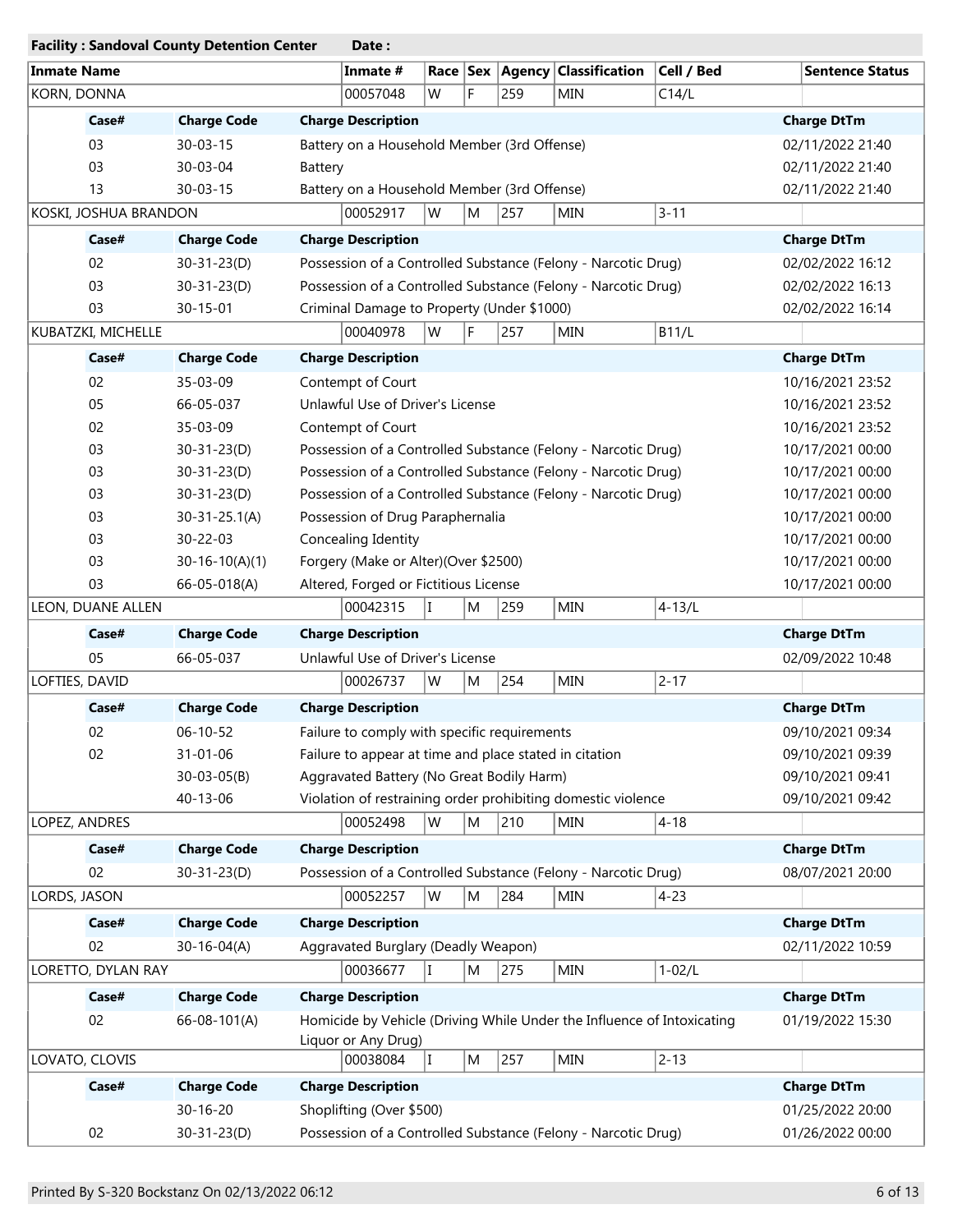**Facility : Sandoval County Detention Center** **Date :**

| Inmate Name | Inmate # | Race | Sex | Agency | Classification | Cell / Bed | Sentence Status |
|---|---|---|---|---|---|---|---|
| KORN, DONNA | 00057048 | W | F | 259 | MIN | C14/L | |

| Case# | Charge Code | Charge Description | Charge DtTm |
|---|---|---|---|
| 03 | 30-03-15 | Battery on a Household Member (3rd Offense) | 02/11/2022 21:40 |
| 03 | 30-03-04 | Battery | 02/11/2022 21:40 |
| 13 | 30-03-15 | Battery on a Household Member (3rd Offense) | 02/11/2022 21:40 |

| Inmate Name | Inmate # | Race | Sex | Agency | Classification | Cell / Bed | Sentence Status |
|---|---|---|---|---|---|---|---|
| KOSKI, JOSHUA BRANDON | 00052917 | W | M | 257 | MIN | 3-11 | |

| Case# | Charge Code | Charge Description | Charge DtTm |
|---|---|---|---|
| 02 | 30-31-23(D) | Possession of a Controlled Substance (Felony - Narcotic Drug) | 02/02/2022 16:12 |
| 03 | 30-31-23(D) | Possession of a Controlled Substance (Felony - Narcotic Drug) | 02/02/2022 16:13 |
| 03 | 30-15-01 | Criminal Damage to Property (Under $1000) | 02/02/2022 16:14 |

| Inmate Name | Inmate # | Race | Sex | Agency | Classification | Cell / Bed | Sentence Status |
|---|---|---|---|---|---|---|---|
| KUBATZKI, MICHELLE | 00040978 | W | F | 257 | MIN | B11/L | |

| Case# | Charge Code | Charge Description | Charge DtTm |
|---|---|---|---|
| 02 | 35-03-09 | Contempt of Court | 10/16/2021 23:52 |
| 05 | 66-05-037 | Unlawful Use of Driver's License | 10/16/2021 23:52 |
| 02 | 35-03-09 | Contempt of Court | 10/16/2021 23:52 |
| 03 | 30-31-23(D) | Possession of a Controlled Substance (Felony - Narcotic Drug) | 10/17/2021 00:00 |
| 03 | 30-31-23(D) | Possession of a Controlled Substance (Felony - Narcotic Drug) | 10/17/2021 00:00 |
| 03 | 30-31-23(D) | Possession of a Controlled Substance (Felony - Narcotic Drug) | 10/17/2021 00:00 |
| 03 | 30-31-25.1(A) | Possession of Drug Paraphernalia | 10/17/2021 00:00 |
| 03 | 30-22-03 | Concealing Identity | 10/17/2021 00:00 |
| 03 | 30-16-10(A)(1) | Forgery (Make or Alter)(Over $2500) | 10/17/2021 00:00 |
| 03 | 66-05-018(A) | Altered, Forged or Fictitious License | 10/17/2021 00:00 |

| Inmate Name | Inmate # | Race | Sex | Agency | Classification | Cell / Bed | Sentence Status |
|---|---|---|---|---|---|---|---|
| LEON, DUANE ALLEN | 00042315 | I | M | 259 | MIN | 4-13/L | |

| Case# | Charge Code | Charge Description | Charge DtTm |
|---|---|---|---|
| 05 | 66-05-037 | Unlawful Use of Driver's License | 02/09/2022 10:48 |

| Inmate Name | Inmate # | Race | Sex | Agency | Classification | Cell / Bed | Sentence Status |
|---|---|---|---|---|---|---|---|
| LOFTIES, DAVID | 00026737 | W | M | 254 | MIN | 2-17 | |

| Case# | Charge Code | Charge Description | Charge DtTm |
|---|---|---|---|
| 02 | 06-10-52 | Failure to comply with specific requirements | 09/10/2021 09:34 |
| 02 | 31-01-06 | Failure to appear at time and place stated in citation | 09/10/2021 09:39 |
| | 30-03-05(B) | Aggravated Battery (No Great Bodily Harm) | 09/10/2021 09:41 |
| | 40-13-06 | Violation of restraining order prohibiting domestic violence | 09/10/2021 09:42 |

| Inmate Name | Inmate # | Race | Sex | Agency | Classification | Cell / Bed | Sentence Status |
|---|---|---|---|---|---|---|---|
| LOPEZ, ANDRES | 00052498 | W | M | 210 | MIN | 4-18 | |

| Case# | Charge Code | Charge Description | Charge DtTm |
|---|---|---|---|
| 02 | 30-31-23(D) | Possession of a Controlled Substance (Felony - Narcotic Drug) | 08/07/2021 20:00 |

| Inmate Name | Inmate # | Race | Sex | Agency | Classification | Cell / Bed | Sentence Status |
|---|---|---|---|---|---|---|---|
| LORDS, JASON | 00052257 | W | M | 284 | MIN | 4-23 | |

| Case# | Charge Code | Charge Description | Charge DtTm |
|---|---|---|---|
| 02 | 30-16-04(A) | Aggravated Burglary (Deadly Weapon) | 02/11/2022 10:59 |

| Inmate Name | Inmate # | Race | Sex | Agency | Classification | Cell / Bed | Sentence Status |
|---|---|---|---|---|---|---|---|
| LORETTO, DYLAN RAY | 00036677 | I | M | 275 | MIN | 1-02/L | |

| Case# | Charge Code | Charge Description | Charge DtTm |
|---|---|---|---|
| 02 | 66-08-101(A) | Homicide by Vehicle (Driving While Under the Influence of Intoxicating Liquor or Any Drug) | 01/19/2022 15:30 |

| Inmate Name | Inmate # | Race | Sex | Agency | Classification | Cell / Bed | Sentence Status |
|---|---|---|---|---|---|---|---|
| LOVATO, CLOVIS | 00038084 | I | M | 257 | MIN | 2-13 | |

| Case# | Charge Code | Charge Description | Charge DtTm |
|---|---|---|---|
| | 30-16-20 | Shoplifting (Over $500) | 01/25/2022 20:00 |
| 02 | 30-31-23(D) | Possession of a Controlled Substance (Felony - Narcotic Drug) | 01/26/2022 00:00 |

Printed By S-320 Bockstanz On 02/13/2022 06:12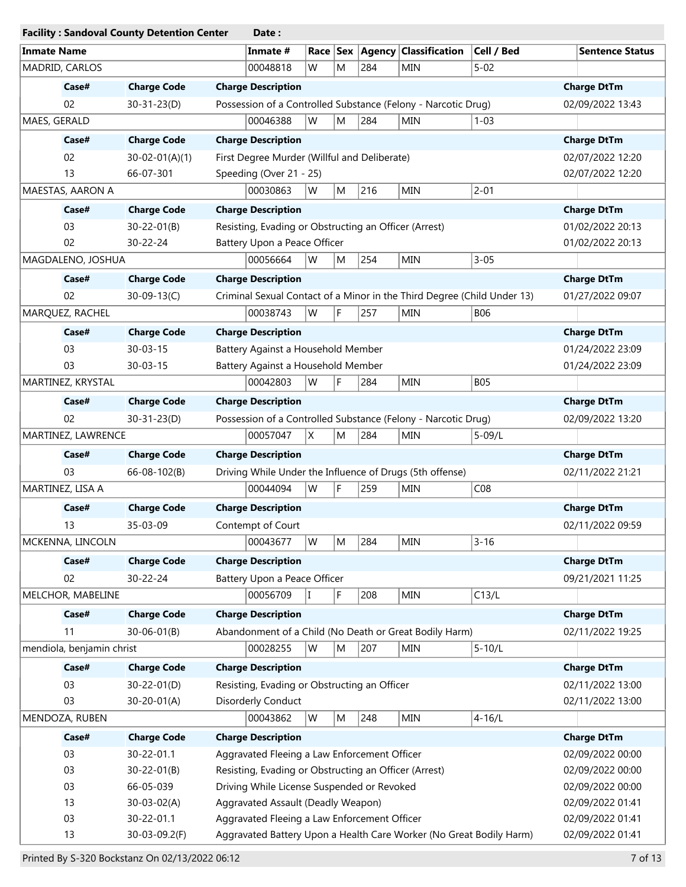**Facility : Sandoval County Detention Center** **Date :**

| Inmate Name | Inmate # | Race | Sex | Agency | Classification | Cell / Bed | Sentence Status |
|---|---|---|---|---|---|---|---|
| MADRID, CARLOS | 00048818 | W | M | 284 | MIN | 5-02 | |

| Case# | Charge Code | Charge Description | Charge DtTm |
|---|---|---|---|
| 02 | 30-31-23(D) | Possession of a Controlled Substance (Felony - Narcotic Drug) | 02/09/2022 13:43 |

| Inmate Name | Inmate # | Race | Sex | Agency | Classification | Cell / Bed | Sentence Status |
|---|---|---|---|---|---|---|---|
| MAES, GERALD | 00046388 | W | M | 284 | MIN | 1-03 | |

| Case# | Charge Code | Charge Description | Charge DtTm |
|---|---|---|---|
| 02 | 30-02-01(A)(1) | First Degree Murder (Willful and Deliberate) | 02/07/2022 12:20 |
| 13 | 66-07-301 | Speeding (Over 21 - 25) | 02/07/2022 12:20 |

| Inmate Name | Inmate # | Race | Sex | Agency | Classification | Cell / Bed | Sentence Status |
|---|---|---|---|---|---|---|---|
| MAESTAS, AARON A | 00030863 | W | M | 216 | MIN | 2-01 | |

| Case# | Charge Code | Charge Description | Charge DtTm |
|---|---|---|---|
| 03 | 30-22-01(B) | Resisting, Evading or Obstructing an Officer (Arrest) | 01/02/2022 20:13 |
| 02 | 30-22-24 | Battery Upon a Peace Officer | 01/02/2022 20:13 |

| Inmate Name | Inmate # | Race | Sex | Agency | Classification | Cell / Bed | Sentence Status |
|---|---|---|---|---|---|---|---|
| MAGDALENO, JOSHUA | 00056664 | W | M | 254 | MIN | 3-05 | |

| Case# | Charge Code | Charge Description | Charge DtTm |
|---|---|---|---|
| 02 | 30-09-13(C) | Criminal Sexual Contact of a Minor in the Third Degree (Child Under 13) | 01/27/2022 09:07 |

| Inmate Name | Inmate # | Race | Sex | Agency | Classification | Cell / Bed | Sentence Status |
|---|---|---|---|---|---|---|---|
| MARQUEZ, RACHEL | 00038743 | W | F | 257 | MIN | B06 | |

| Case# | Charge Code | Charge Description | Charge DtTm |
|---|---|---|---|
| 03 | 30-03-15 | Battery Against a Household Member | 01/24/2022 23:09 |
| 03 | 30-03-15 | Battery Against a Household Member | 01/24/2022 23:09 |

| Inmate Name | Inmate # | Race | Sex | Agency | Classification | Cell / Bed | Sentence Status |
|---|---|---|---|---|---|---|---|
| MARTINEZ, KRYSTAL | 00042803 | W | F | 284 | MIN | B05 | |

| Case# | Charge Code | Charge Description | Charge DtTm |
|---|---|---|---|
| 02 | 30-31-23(D) | Possession of a Controlled Substance (Felony - Narcotic Drug) | 02/09/2022 13:20 |

| Inmate Name | Inmate # | Race | Sex | Agency | Classification | Cell / Bed | Sentence Status |
|---|---|---|---|---|---|---|---|
| MARTINEZ, LAWRENCE | 00057047 | X | M | 284 | MIN | 5-09/L | |

| Case# | Charge Code | Charge Description | Charge DtTm |
|---|---|---|---|
| 03 | 66-08-102(B) | Driving While Under the Influence of Drugs (5th offense) | 02/11/2022 21:21 |

| Inmate Name | Inmate # | Race | Sex | Agency | Classification | Cell / Bed | Sentence Status |
|---|---|---|---|---|---|---|---|
| MARTINEZ, LISA A | 00044094 | W | F | 259 | MIN | C08 | |

| Case# | Charge Code | Charge Description | Charge DtTm |
|---|---|---|---|
| 13 | 35-03-09 | Contempt of Court | 02/11/2022 09:59 |

| Inmate Name | Inmate # | Race | Sex | Agency | Classification | Cell / Bed | Sentence Status |
|---|---|---|---|---|---|---|---|
| MCKENNA, LINCOLN | 00043677 | W | M | 284 | MIN | 3-16 | |

| Case# | Charge Code | Charge Description | Charge DtTm |
|---|---|---|---|
| 02 | 30-22-24 | Battery Upon a Peace Officer | 09/21/2021 11:25 |

| Inmate Name | Inmate # | Race | Sex | Agency | Classification | Cell / Bed | Sentence Status |
|---|---|---|---|---|---|---|---|
| MELCHOR, MABELINE | 00056709 | I | F | 208 | MIN | C13/L | |

| Case# | Charge Code | Charge Description | Charge DtTm |
|---|---|---|---|
| 11 | 30-06-01(B) | Abandonment of a Child (No Death or Great Bodily Harm) | 02/11/2022 19:25 |

| Inmate Name | Inmate # | Race | Sex | Agency | Classification | Cell / Bed | Sentence Status |
|---|---|---|---|---|---|---|---|
| mendiola, benjamin christ | 00028255 | W | M | 207 | MIN | 5-10/L | |

| Case# | Charge Code | Charge Description | Charge DtTm |
|---|---|---|---|
| 03 | 30-22-01(D) | Resisting, Evading or Obstructing an Officer | 02/11/2022 13:00 |
| 03 | 30-20-01(A) | Disorderly Conduct | 02/11/2022 13:00 |

| Inmate Name | Inmate # | Race | Sex | Agency | Classification | Cell / Bed | Sentence Status |
|---|---|---|---|---|---|---|---|
| MENDOZA, RUBEN | 00043862 | W | M | 248 | MIN | 4-16/L | |

| Case# | Charge Code | Charge Description | Charge DtTm |
|---|---|---|---|
| 03 | 30-22-01.1 | Aggravated Fleeing a Law Enforcement Officer | 02/09/2022 00:00 |
| 03 | 30-22-01(B) | Resisting, Evading or Obstructing an Officer (Arrest) | 02/09/2022 00:00 |
| 03 | 66-05-039 | Driving While License Suspended or Revoked | 02/09/2022 00:00 |
| 13 | 30-03-02(A) | Aggravated Assault (Deadly Weapon) | 02/09/2022 01:41 |
| 03 | 30-22-01.1 | Aggravated Fleeing a Law Enforcement Officer | 02/09/2022 01:41 |
| 13 | 30-03-09.2(F) | Aggravated Battery Upon a Health Care Worker (No Great Bodily Harm) | 02/09/2022 01:41 |

Printed By S-320 Bockstanz On 02/13/2022 06:12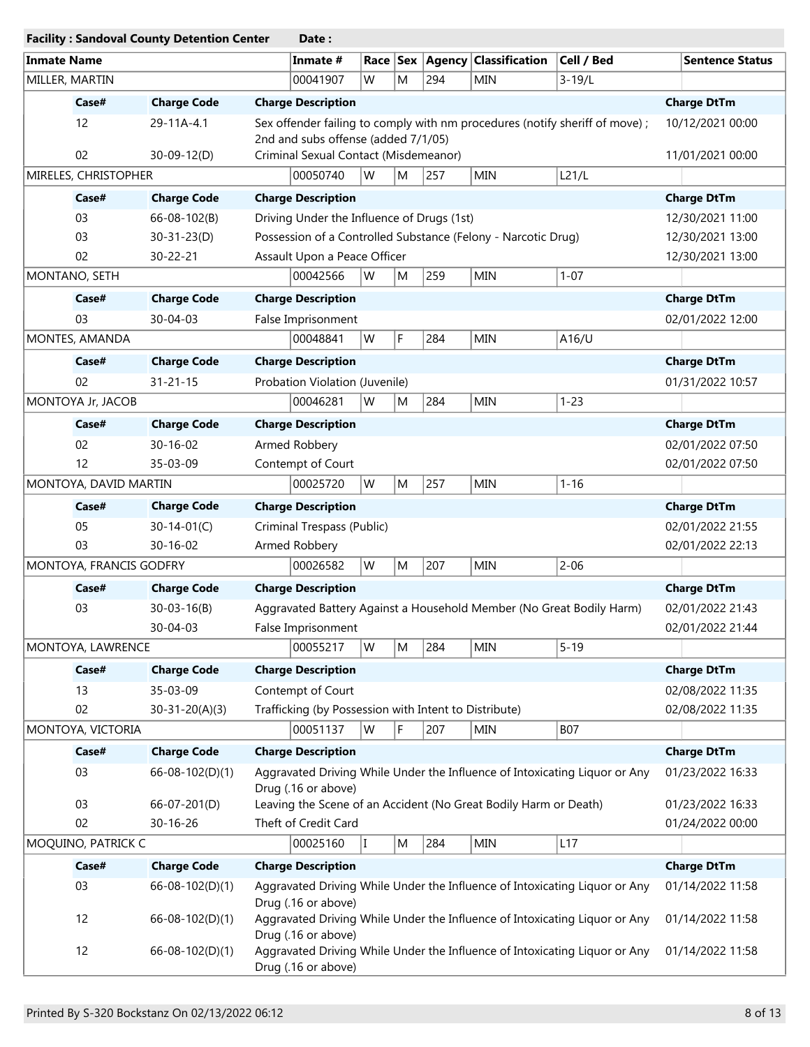**Facility : Sandoval County Detention Center** **Date :**

| Inmate Name | Inmate # | Race | Sex | Agency | Classification | Cell / Bed | Sentence Status |
|---|---|---|---|---|---|---|---|
| MILLER, MARTIN | 00041907 | W | M | 294 | MIN | 3-19/L | |

| Case# | Charge Code | Charge Description | Charge DtTm |
|---|---|---|---|
| 12 | 29-11A-4.1 | Sex offender failing to comply with nm procedures (notify sheriff of move) ; 2nd and subs offense (added 7/1/05) | 10/12/2021 00:00 |
| 02 | 30-09-12(D) | Criminal Sexual Contact (Misdemeanor) | 11/01/2021 00:00 |

| Inmate Name | Inmate # | Race | Sex | Agency | Classification | Cell / Bed | Sentence Status |
|---|---|---|---|---|---|---|---|
| MIRELES, CHRISTOPHER | 00050740 | W | M | 257 | MIN | L21/L | |

| Case# | Charge Code | Charge Description | Charge DtTm |
|---|---|---|---|
| 03 | 66-08-102(B) | Driving Under the Influence of Drugs (1st) | 12/30/2021 11:00 |
| 03 | 30-31-23(D) | Possession of a Controlled Substance (Felony - Narcotic Drug) | 12/30/2021 13:00 |
| 02 | 30-22-21 | Assault Upon a Peace Officer | 12/30/2021 13:00 |

| Inmate Name | Inmate # | Race | Sex | Agency | Classification | Cell / Bed | Sentence Status |
|---|---|---|---|---|---|---|---|
| MONTANO, SETH | 00042566 | W | M | 259 | MIN | 1-07 | |

| Case# | Charge Code | Charge Description | Charge DtTm |
|---|---|---|---|
| 03 | 30-04-03 | False Imprisonment | 02/01/2022 12:00 |

| Inmate Name | Inmate # | Race | Sex | Agency | Classification | Cell / Bed | Sentence Status |
|---|---|---|---|---|---|---|---|
| MONTES, AMANDA | 00048841 | W | F | 284 | MIN | A16/U | |

| Case# | Charge Code | Charge Description | Charge DtTm |
|---|---|---|---|
| 02 | 31-21-15 | Probation Violation (Juvenile) | 01/31/2022 10:57 |

| Inmate Name | Inmate # | Race | Sex | Agency | Classification | Cell / Bed | Sentence Status |
|---|---|---|---|---|---|---|---|
| MONTOYA Jr, JACOB | 00046281 | W | M | 284 | MIN | 1-23 | |

| Case# | Charge Code | Charge Description | Charge DtTm |
|---|---|---|---|
| 02 | 30-16-02 | Armed Robbery | 02/01/2022 07:50 |
| 12 | 35-03-09 | Contempt of Court | 02/01/2022 07:50 |

| Inmate Name | Inmate # | Race | Sex | Agency | Classification | Cell / Bed | Sentence Status |
|---|---|---|---|---|---|---|---|
| MONTOYA, DAVID MARTIN | 00025720 | W | M | 257 | MIN | 1-16 | |

| Case# | Charge Code | Charge Description | Charge DtTm |
|---|---|---|---|
| 05 | 30-14-01(C) | Criminal Trespass (Public) | 02/01/2022 21:55 |
| 03 | 30-16-02 | Armed Robbery | 02/01/2022 22:13 |

| Inmate Name | Inmate # | Race | Sex | Agency | Classification | Cell / Bed | Sentence Status |
|---|---|---|---|---|---|---|---|
| MONTOYA, FRANCIS GODFRY | 00026582 | W | M | 207 | MIN | 2-06 | |

| Case# | Charge Code | Charge Description | Charge DtTm |
|---|---|---|---|
| 03 | 30-03-16(B) | Aggravated Battery Against a Household Member (No Great Bodily Harm) | 02/01/2022 21:43 |
| | 30-04-03 | False Imprisonment | 02/01/2022 21:44 |

| Inmate Name | Inmate # | Race | Sex | Agency | Classification | Cell / Bed | Sentence Status |
|---|---|---|---|---|---|---|---|
| MONTOYA, LAWRENCE | 00055217 | W | M | 284 | MIN | 5-19 | |

| Case# | Charge Code | Charge Description | Charge DtTm |
|---|---|---|---|
| 13 | 35-03-09 | Contempt of Court | 02/08/2022 11:35 |
| 02 | 30-31-20(A)(3) | Trafficking (by Possession with Intent to Distribute) | 02/08/2022 11:35 |

| Inmate Name | Inmate # | Race | Sex | Agency | Classification | Cell / Bed | Sentence Status |
|---|---|---|---|---|---|---|---|
| MONTOYA, VICTORIA | 00051137 | W | F | 207 | MIN | B07 | |

| Case# | Charge Code | Charge Description | Charge DtTm |
|---|---|---|---|
| 03 | 66-08-102(D)(1) | Aggravated Driving While Under the Influence of Intoxicating Liquor or Any Drug (.16 or above) | 01/23/2022 16:33 |
| 03 | 66-07-201(D) | Leaving the Scene of an Accident (No Great Bodily Harm or Death) | 01/23/2022 16:33 |
| 02 | 30-16-26 | Theft of Credit Card | 01/24/2022 00:00 |

| Inmate Name | Inmate # | Race | Sex | Agency | Classification | Cell / Bed | Sentence Status |
|---|---|---|---|---|---|---|---|
| MOQUINO, PATRICK C | 00025160 | I | M | 284 | MIN | L17 | |

| Case# | Charge Code | Charge Description | Charge DtTm |
|---|---|---|---|
| 03 | 66-08-102(D)(1) | Aggravated Driving While Under the Influence of Intoxicating Liquor or Any Drug (.16 or above) | 01/14/2022 11:58 |
| 12 | 66-08-102(D)(1) | Aggravated Driving While Under the Influence of Intoxicating Liquor or Any Drug (.16 or above) | 01/14/2022 11:58 |
| 12 | 66-08-102(D)(1) | Aggravated Driving While Under the Influence of Intoxicating Liquor or Any Drug (.16 or above) | 01/14/2022 11:58 |

Printed By S-320 Bockstanz On 02/13/2022 06:12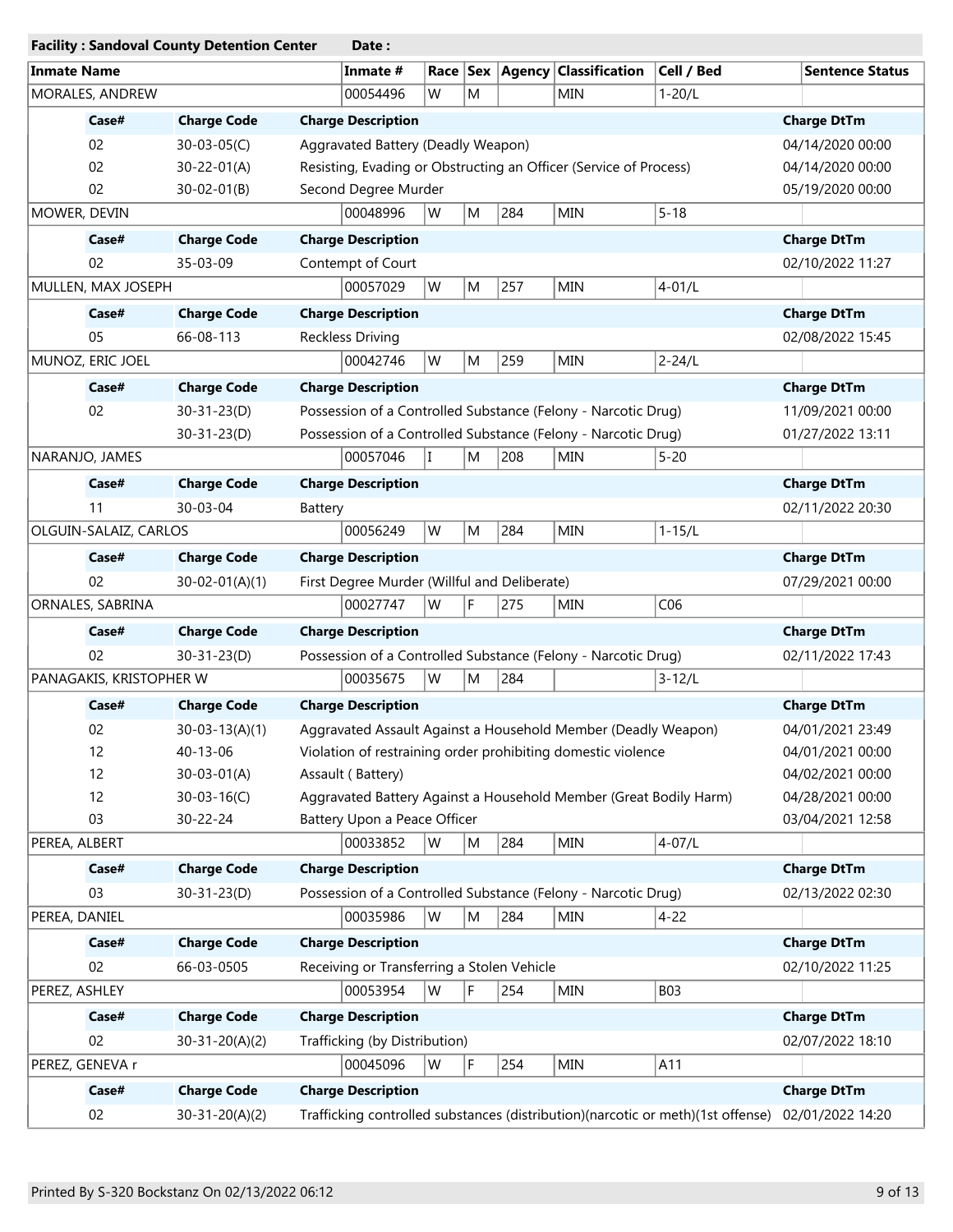**Facility : Sandoval County Detention Center** **Date :**

| Inmate Name | Inmate # | Race | Sex | Agency | Classification | Cell / Bed | Sentence Status |
|---|---|---|---|---|---|---|---|
| MORALES, ANDREW | 00054496 | W | M | | MIN | 1-20/L | |

| Case# | Charge Code | Charge Description | Charge DtTm |
|---|---|---|---|
| 02 | 30-03-05(C) | Aggravated Battery (Deadly Weapon) | 04/14/2020 00:00 |
| 02 | 30-22-01(A) | Resisting, Evading or Obstructing an Officer (Service of Process) | 04/14/2020 00:00 |
| 02 | 30-02-01(B) | Second Degree Murder | 05/19/2020 00:00 |

| Inmate Name | Inmate # | Race | Sex | Agency | Classification | Cell / Bed | Sentence Status |
|---|---|---|---|---|---|---|---|
| MOWER, DEVIN | 00048996 | W | M | 284 | MIN | 5-18 | |

| Case# | Charge Code | Charge Description | Charge DtTm |
|---|---|---|---|
| 02 | 35-03-09 | Contempt of Court | 02/10/2022 11:27 |

| Inmate Name | Inmate # | Race | Sex | Agency | Classification | Cell / Bed | Sentence Status |
|---|---|---|---|---|---|---|---|
| MULLEN, MAX JOSEPH | 00057029 | W | M | 257 | MIN | 4-01/L | |

| Case# | Charge Code | Charge Description | Charge DtTm |
|---|---|---|---|
| 05 | 66-08-113 | Reckless Driving | 02/08/2022 15:45 |

| Inmate Name | Inmate # | Race | Sex | Agency | Classification | Cell / Bed | Sentence Status |
|---|---|---|---|---|---|---|---|
| MUNOZ, ERIC JOEL | 00042746 | W | M | 259 | MIN | 2-24/L | |

| Case# | Charge Code | Charge Description | Charge DtTm |
|---|---|---|---|
| 02 | 30-31-23(D) | Possession of a Controlled Substance (Felony - Narcotic Drug) | 11/09/2021 00:00 |
| | 30-31-23(D) | Possession of a Controlled Substance (Felony - Narcotic Drug) | 01/27/2022 13:11 |

| Inmate Name | Inmate # | Race | Sex | Agency | Classification | Cell / Bed | Sentence Status |
|---|---|---|---|---|---|---|---|
| NARANJO, JAMES | 00057046 | I | M | 208 | MIN | 5-20 | |

| Case# | Charge Code | Charge Description | Charge DtTm |
|---|---|---|---|
| 11 | 30-03-04 | Battery | 02/11/2022 20:30 |

| Inmate Name | Inmate # | Race | Sex | Agency | Classification | Cell / Bed | Sentence Status |
|---|---|---|---|---|---|---|---|
| OLGUIN-SALAIZ, CARLOS | 00056249 | W | M | 284 | MIN | 1-15/L | |

| Case# | Charge Code | Charge Description | Charge DtTm |
|---|---|---|---|
| 02 | 30-02-01(A)(1) | First Degree Murder (Willful and Deliberate) | 07/29/2021 00:00 |

| Inmate Name | Inmate # | Race | Sex | Agency | Classification | Cell / Bed | Sentence Status |
|---|---|---|---|---|---|---|---|
| ORNALES, SABRINA | 00027747 | W | F | 275 | MIN | C06 | |

| Case# | Charge Code | Charge Description | Charge DtTm |
|---|---|---|---|
| 02 | 30-31-23(D) | Possession of a Controlled Substance (Felony - Narcotic Drug) | 02/11/2022 17:43 |

| Inmate Name | Inmate # | Race | Sex | Agency | Classification | Cell / Bed | Sentence Status |
|---|---|---|---|---|---|---|---|
| PANAGAKIS, KRISTOPHER W | 00035675 | W | M | 284 | | 3-12/L | |

| Case# | Charge Code | Charge Description | Charge DtTm |
|---|---|---|---|
| 02 | 30-03-13(A)(1) | Aggravated Assault Against a Household Member (Deadly Weapon) | 04/01/2021 23:49 |
| 12 | 40-13-06 | Violation of restraining order prohibiting domestic violence | 04/01/2021 00:00 |
| 12 | 30-03-01(A) | Assault ( Battery) | 04/02/2021 00:00 |
| 12 | 30-03-16(C) | Aggravated Battery Against a Household Member (Great Bodily Harm) | 04/28/2021 00:00 |
| 03 | 30-22-24 | Battery Upon a Peace Officer | 03/04/2021 12:58 |

| Inmate Name | Inmate # | Race | Sex | Agency | Classification | Cell / Bed | Sentence Status |
|---|---|---|---|---|---|---|---|
| PEREA, ALBERT | 00033852 | W | M | 284 | MIN | 4-07/L | |

| Case# | Charge Code | Charge Description | Charge DtTm |
|---|---|---|---|
| 03 | 30-31-23(D) | Possession of a Controlled Substance (Felony - Narcotic Drug) | 02/13/2022 02:30 |

| Inmate Name | Inmate # | Race | Sex | Agency | Classification | Cell / Bed | Sentence Status |
|---|---|---|---|---|---|---|---|
| PEREA, DANIEL | 00035986 | W | M | 284 | MIN | 4-22 | |

| Case# | Charge Code | Charge Description | Charge DtTm |
|---|---|---|---|
| 02 | 66-03-0505 | Receiving or Transferring a Stolen Vehicle | 02/10/2022 11:25 |

| Inmate Name | Inmate # | Race | Sex | Agency | Classification | Cell / Bed | Sentence Status |
|---|---|---|---|---|---|---|---|
| PEREZ, ASHLEY | 00053954 | W | F | 254 | MIN | B03 | |

| Case# | Charge Code | Charge Description | Charge DtTm |
|---|---|---|---|
| 02 | 30-31-20(A)(2) | Trafficking (by Distribution) | 02/07/2022 18:10 |

| Inmate Name | Inmate # | Race | Sex | Agency | Classification | Cell / Bed | Sentence Status |
|---|---|---|---|---|---|---|---|
| PEREZ, GENEVA r | 00045096 | W | F | 254 | MIN | A11 | |

| Case# | Charge Code | Charge Description | Charge DtTm |
|---|---|---|---|
| 02 | 30-31-20(A)(2) | Trafficking controlled substances (distribution)(narcotic or meth)(1st offense) | 02/01/2022 14:20 |

Printed By S-320 Bockstanz On 02/13/2022 06:12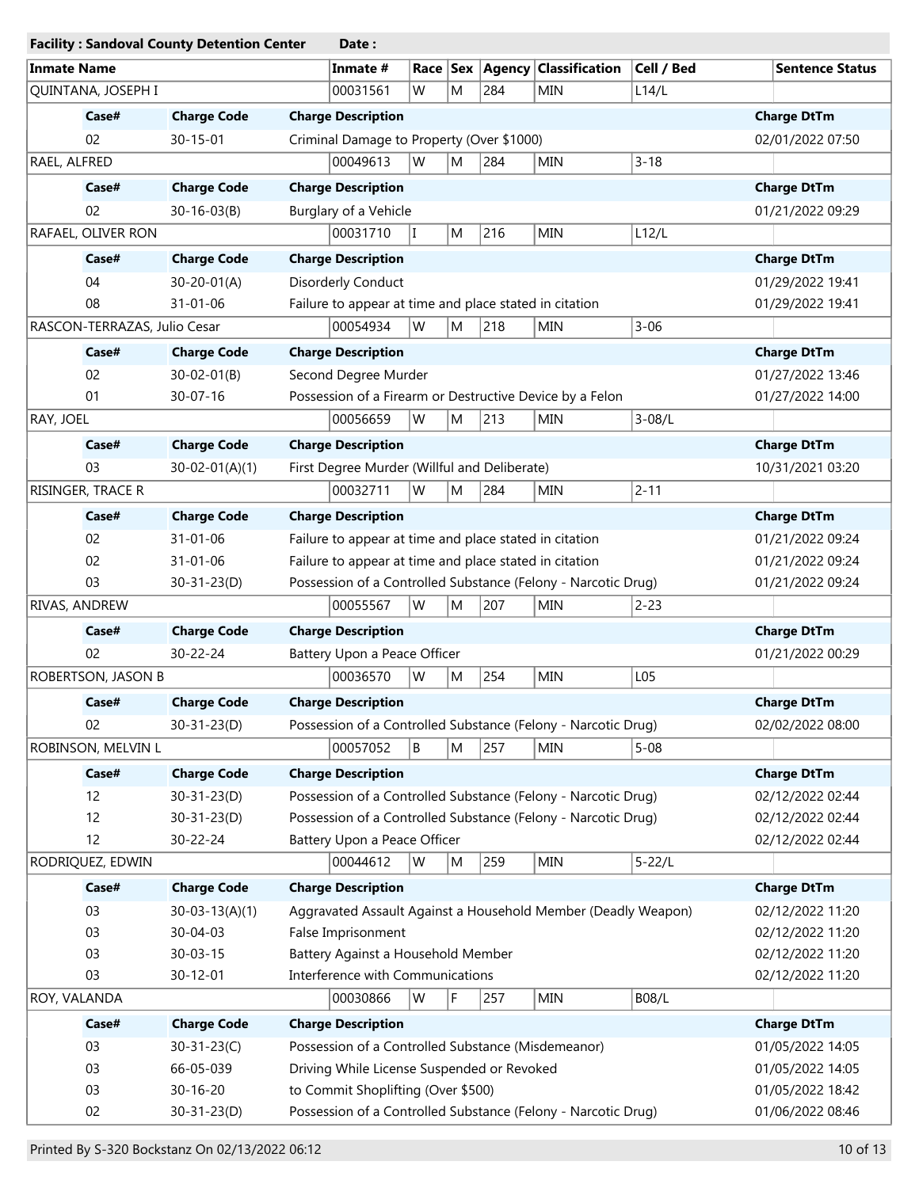**Facility : Sandoval County Detention Center** **Date :**

| Inmate Name | Inmate # | Race | Sex | Agency | Classification | Cell / Bed | Sentence Status |
|---|---|---|---|---|---|---|---|
| QUINTANA, JOSEPH I | 00031561 | W | M | 284 | MIN | L14/L | |

| Case# | Charge Code | Charge Description | Charge DtTm |
|---|---|---|---|
| 02 | 30-15-01 | Criminal Damage to Property (Over $1000) | 02/01/2022 07:50 |

| Inmate Name | Inmate # | Race | Sex | Agency | Classification | Cell / Bed | Sentence Status |
|---|---|---|---|---|---|---|---|
| RAEL, ALFRED | 00049613 | W | M | 284 | MIN | 3-18 | |

| Case# | Charge Code | Charge Description | Charge DtTm |
|---|---|---|---|
| 02 | 30-16-03(B) | Burglary of a Vehicle | 01/21/2022 09:29 |

| Inmate Name | Inmate # | Race | Sex | Agency | Classification | Cell / Bed | Sentence Status |
|---|---|---|---|---|---|---|---|
| RAFAEL, OLIVER RON | 00031710 | I | M | 216 | MIN | L12/L | |

| Case# | Charge Code | Charge Description | Charge DtTm |
|---|---|---|---|
| 04 | 30-20-01(A) | Disorderly Conduct | 01/29/2022 19:41 |
| 08 | 31-01-06 | Failure to appear at time and place stated in citation | 01/29/2022 19:41 |

| Inmate Name | Inmate # | Race | Sex | Agency | Classification | Cell / Bed | Sentence Status |
|---|---|---|---|---|---|---|---|
| RASCON-TERRAZAS, Julio Cesar | 00054934 | W | M | 218 | MIN | 3-06 | |

| Case# | Charge Code | Charge Description | Charge DtTm |
|---|---|---|---|
| 02 | 30-02-01(B) | Second Degree Murder | 01/27/2022 13:46 |
| 01 | 30-07-16 | Possession of a Firearm or Destructive Device by a Felon | 01/27/2022 14:00 |

| Inmate Name | Inmate # | Race | Sex | Agency | Classification | Cell / Bed | Sentence Status |
|---|---|---|---|---|---|---|---|
| RAY, JOEL | 00056659 | W | M | 213 | MIN | 3-08/L | |

| Case# | Charge Code | Charge Description | Charge DtTm |
|---|---|---|---|
| 03 | 30-02-01(A)(1) | First Degree Murder (Willful and Deliberate) | 10/31/2021 03:20 |

| Inmate Name | Inmate # | Race | Sex | Agency | Classification | Cell / Bed | Sentence Status |
|---|---|---|---|---|---|---|---|
| RISINGER, TRACE R | 00032711 | W | M | 284 | MIN | 2-11 | |

| Case# | Charge Code | Charge Description | Charge DtTm |
|---|---|---|---|
| 02 | 31-01-06 | Failure to appear at time and place stated in citation | 01/21/2022 09:24 |
| 02 | 31-01-06 | Failure to appear at time and place stated in citation | 01/21/2022 09:24 |
| 03 | 30-31-23(D) | Possession of a Controlled Substance (Felony - Narcotic Drug) | 01/21/2022 09:24 |

| Inmate Name | Inmate # | Race | Sex | Agency | Classification | Cell / Bed | Sentence Status |
|---|---|---|---|---|---|---|---|
| RIVAS, ANDREW | 00055567 | W | M | 207 | MIN | 2-23 | |

| Case# | Charge Code | Charge Description | Charge DtTm |
|---|---|---|---|
| 02 | 30-22-24 | Battery Upon a Peace Officer | 01/21/2022 00:29 |

| Inmate Name | Inmate # | Race | Sex | Agency | Classification | Cell / Bed | Sentence Status |
|---|---|---|---|---|---|---|---|
| ROBERTSON, JASON B | 00036570 | W | M | 254 | MIN | L05 | |

| Case# | Charge Code | Charge Description | Charge DtTm |
|---|---|---|---|
| 02 | 30-31-23(D) | Possession of a Controlled Substance (Felony - Narcotic Drug) | 02/02/2022 08:00 |

| Inmate Name | Inmate # | Race | Sex | Agency | Classification | Cell / Bed | Sentence Status |
|---|---|---|---|---|---|---|---|
| ROBINSON, MELVIN L | 00057052 | B | M | 257 | MIN | 5-08 | |

| Case# | Charge Code | Charge Description | Charge DtTm |
|---|---|---|---|
| 12 | 30-31-23(D) | Possession of a Controlled Substance (Felony - Narcotic Drug) | 02/12/2022 02:44 |
| 12 | 30-31-23(D) | Possession of a Controlled Substance (Felony - Narcotic Drug) | 02/12/2022 02:44 |
| 12 | 30-22-24 | Battery Upon a Peace Officer | 02/12/2022 02:44 |

| Inmate Name | Inmate # | Race | Sex | Agency | Classification | Cell / Bed | Sentence Status |
|---|---|---|---|---|---|---|---|
| RODRIQUEZ, EDWIN | 00044612 | W | M | 259 | MIN | 5-22/L | |

| Case# | Charge Code | Charge Description | Charge DtTm |
|---|---|---|---|
| 03 | 30-03-13(A)(1) | Aggravated Assault Against a Household Member (Deadly Weapon) | 02/12/2022 11:20 |
| 03 | 30-04-03 | False Imprisonment | 02/12/2022 11:20 |
| 03 | 30-03-15 | Battery Against a Household Member | 02/12/2022 11:20 |
| 03 | 30-12-01 | Interference with Communications | 02/12/2022 11:20 |

| Inmate Name | Inmate # | Race | Sex | Agency | Classification | Cell / Bed | Sentence Status |
|---|---|---|---|---|---|---|---|
| ROY, VALANDA | 00030866 | W | F | 257 | MIN | B08/L | |

| Case# | Charge Code | Charge Description | Charge DtTm |
|---|---|---|---|
| 03 | 30-31-23(C) | Possession of a Controlled Substance (Misdemeanor) | 01/05/2022 14:05 |
| 03 | 66-05-039 | Driving While License Suspended or Revoked | 01/05/2022 14:05 |
| 03 | 30-16-20 | to Commit Shoplifting (Over $500) | 01/05/2022 18:42 |
| 02 | 30-31-23(D) | Possession of a Controlled Substance (Felony - Narcotic Drug) | 01/06/2022 08:46 |

Printed By S-320 Bockstanz On 02/13/2022 06:12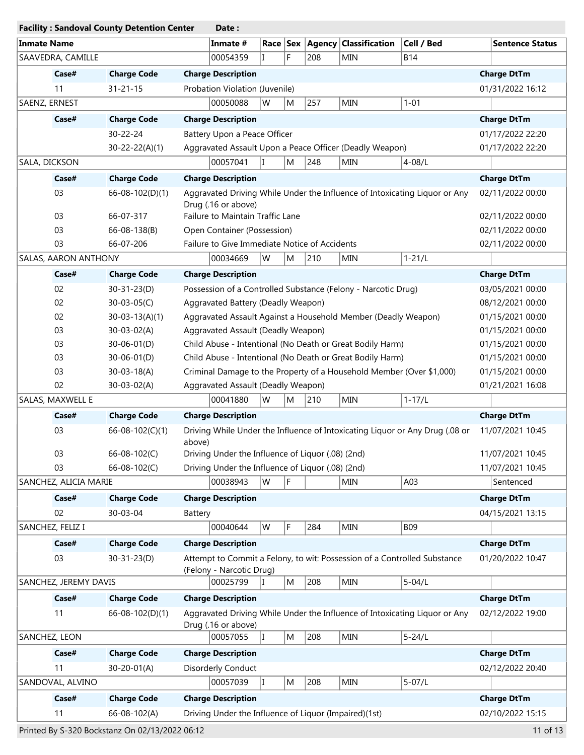**Facility : Sandoval County Detention Center** **Date :**

| Inmate Name | Inmate # | Race | Sex | Agency | Classification | Cell / Bed | Sentence Status |
|---|---|---|---|---|---|---|---|
| SAAVEDRA, CAMILLE | 00054359 | I | F | 208 | MIN | B14 | |

| Case# | Charge Code | Charge Description | Charge DtTm |
|---|---|---|---|
| 11 | 31-21-15 | Probation Violation (Juvenile) | 01/31/2022 16:12 |

| Inmate Name | Inmate # | Race | Sex | Agency | Classification | Cell / Bed | Sentence Status |
|---|---|---|---|---|---|---|---|
| SAENZ, ERNEST | 00050088 | W | M | 257 | MIN | 1-01 | |

| Case# | Charge Code | Charge Description | Charge DtTm |
|---|---|---|---|
| | 30-22-24 | Battery Upon a Peace Officer | 01/17/2022 22:20 |
| | 30-22-22(A)(1) | Aggravated Assault Upon a Peace Officer (Deadly Weapon) | 01/17/2022 22:20 |

| Inmate Name | Inmate # | Race | Sex | Agency | Classification | Cell / Bed | Sentence Status |
|---|---|---|---|---|---|---|---|
| SALA, DICKSON | 00057041 | I | M | 248 | MIN | 4-08/L | |

| Case# | Charge Code | Charge Description | Charge DtTm |
|---|---|---|---|
| 03 | 66-08-102(D)(1) | Aggravated Driving While Under the Influence of Intoxicating Liquor or Any Drug (.16 or above) | 02/11/2022 00:00 |
| 03 | 66-07-317 | Failure to Maintain Traffic Lane | 02/11/2022 00:00 |
| 03 | 66-08-138(B) | Open Container (Possession) | 02/11/2022 00:00 |
| 03 | 66-07-206 | Failure to Give Immediate Notice of Accidents | 02/11/2022 00:00 |

| Inmate Name | Inmate # | Race | Sex | Agency | Classification | Cell / Bed | Sentence Status |
|---|---|---|---|---|---|---|---|
| SALAS, AARON ANTHONY | 00034669 | W | M | 210 | MIN | 1-21/L | |

| Case# | Charge Code | Charge Description | Charge DtTm |
|---|---|---|---|
| 02 | 30-31-23(D) | Possession of a Controlled Substance (Felony - Narcotic Drug) | 03/05/2021 00:00 |
| 02 | 30-03-05(C) | Aggravated Battery (Deadly Weapon) | 08/12/2021 00:00 |
| 02 | 30-03-13(A)(1) | Aggravated Assault Against a Household Member (Deadly Weapon) | 01/15/2021 00:00 |
| 03 | 30-03-02(A) | Aggravated Assault (Deadly Weapon) | 01/15/2021 00:00 |
| 03 | 30-06-01(D) | Child Abuse - Intentional (No Death or Great Bodily Harm) | 01/15/2021 00:00 |
| 03 | 30-06-01(D) | Child Abuse - Intentional (No Death or Great Bodily Harm) | 01/15/2021 00:00 |
| 03 | 30-03-18(A) | Criminal Damage to the Property of a Household Member (Over $1,000) | 01/15/2021 00:00 |
| 02 | 30-03-02(A) | Aggravated Assault (Deadly Weapon) | 01/21/2021 16:08 |

| Inmate Name | Inmate # | Race | Sex | Agency | Classification | Cell / Bed | Sentence Status |
|---|---|---|---|---|---|---|---|
| SALAS, MAXWELL E | 00041880 | W | M | 210 | MIN | 1-17/L | |

| Case# | Charge Code | Charge Description | Charge DtTm |
|---|---|---|---|
| 03 | 66-08-102(C)(1) | Driving While Under the Influence of Intoxicating Liquor or Any Drug (.08 or above) | 11/07/2021 10:45 |
| 03 | 66-08-102(C) | Driving Under the Influence of Liquor (.08) (2nd) | 11/07/2021 10:45 |
| 03 | 66-08-102(C) | Driving Under the Influence of Liquor (.08) (2nd) | 11/07/2021 10:45 |

| Inmate Name | Inmate # | Race | Sex | Agency | Classification | Cell / Bed | Sentence Status |
|---|---|---|---|---|---|---|---|
| SANCHEZ, ALICIA MARIE | 00038943 | W | F | | MIN | A03 | Sentenced |

| Case# | Charge Code | Charge Description | Charge DtTm |
|---|---|---|---|
| 02 | 30-03-04 | Battery | 04/15/2021 13:15 |

| Inmate Name | Inmate # | Race | Sex | Agency | Classification | Cell / Bed | Sentence Status |
|---|---|---|---|---|---|---|---|
| SANCHEZ, FELIZ I | 00040644 | W | F | 284 | MIN | B09 | |

| Case# | Charge Code | Charge Description | Charge DtTm |
|---|---|---|---|
| 03 | 30-31-23(D) | Attempt to Commit a Felony, to wit: Possession of a Controlled Substance (Felony - Narcotic Drug) | 01/20/2022 10:47 |

| Inmate Name | Inmate # | Race | Sex | Agency | Classification | Cell / Bed | Sentence Status |
|---|---|---|---|---|---|---|---|
| SANCHEZ, JEREMY DAVIS | 00025799 | I | M | 208 | MIN | 5-04/L | |

| Case# | Charge Code | Charge Description | Charge DtTm |
|---|---|---|---|
| 11 | 66-08-102(D)(1) | Aggravated Driving While Under the Influence of Intoxicating Liquor or Any Drug (.16 or above) | 02/12/2022 19:00 |

| Inmate Name | Inmate # | Race | Sex | Agency | Classification | Cell / Bed | Sentence Status |
|---|---|---|---|---|---|---|---|
| SANCHEZ, LEON | 00057055 | I | M | 208 | MIN | 5-24/L | |

| Case# | Charge Code | Charge Description | Charge DtTm |
|---|---|---|---|
| 11 | 30-20-01(A) | Disorderly Conduct | 02/12/2022 20:40 |

| Inmate Name | Inmate # | Race | Sex | Agency | Classification | Cell / Bed | Sentence Status |
|---|---|---|---|---|---|---|---|
| SANDOVAL, ALVINO | 00057039 | I | M | 208 | MIN | 5-07/L | |

| Case# | Charge Code | Charge Description | Charge DtTm |
|---|---|---|---|
| 11 | 66-08-102(A) | Driving Under the Influence of Liquor (Impaired)(1st) | 02/10/2022 15:15 |

Printed By S-320 Bockstanz On 02/13/2022 06:12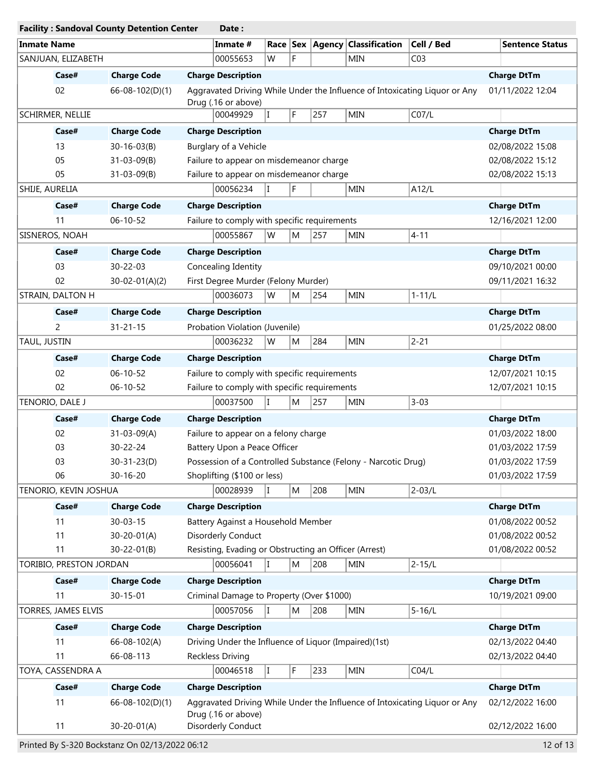**Facility : Sandoval County Detention Center** **Date :**

| Inmate Name | Inmate # | Race | Sex | Agency | Classification | Cell / Bed | Sentence Status |
|---|---|---|---|---|---|---|---|
| SANJUAN, ELIZABETH | 00055653 | W | F | | MIN | C03 | |

| Case# | Charge Code | Charge Description | Charge DtTm |
|---|---|---|---|
| 02 | 66-08-102(D)(1) | Aggravated Driving While Under the Influence of Intoxicating Liquor or Any Drug (.16 or above) | 01/11/2022 12:04 |

| Inmate Name | Inmate # | Race | Sex | Agency | Classification | Cell / Bed | Sentence Status |
|---|---|---|---|---|---|---|---|
| SCHIRMER, NELLIE | 00049929 | I | F | 257 | MIN | C07/L | |

| Case# | Charge Code | Charge Description | Charge DtTm |
|---|---|---|---|
| 13 | 30-16-03(B) | Burglary of a Vehicle | 02/08/2022 15:08 |
| 05 | 31-03-09(B) | Failure to appear on misdemeanor charge | 02/08/2022 15:12 |
| 05 | 31-03-09(B) | Failure to appear on misdemeanor charge | 02/08/2022 15:13 |

| Inmate Name | Inmate # | Race | Sex | Agency | Classification | Cell / Bed | Sentence Status |
|---|---|---|---|---|---|---|---|
| SHIJE, AURELIA | 00056234 | I | F | | MIN | A12/L | |

| Case# | Charge Code | Charge Description | Charge DtTm |
|---|---|---|---|
| 11 | 06-10-52 | Failure to comply with specific requirements | 12/16/2021 12:00 |

| Inmate Name | Inmate # | Race | Sex | Agency | Classification | Cell / Bed | Sentence Status |
|---|---|---|---|---|---|---|---|
| SISNEROS, NOAH | 00055867 | W | M | 257 | MIN | 4-11 | |

| Case# | Charge Code | Charge Description | Charge DtTm |
|---|---|---|---|
| 03 | 30-22-03 | Concealing Identity | 09/10/2021 00:00 |
| 02 | 30-02-01(A)(2) | First Degree Murder (Felony Murder) | 09/11/2021 16:32 |

| Inmate Name | Inmate # | Race | Sex | Agency | Classification | Cell / Bed | Sentence Status |
|---|---|---|---|---|---|---|---|
| STRAIN, DALTON H | 00036073 | W | M | 254 | MIN | 1-11/L | |

| Case# | Charge Code | Charge Description | Charge DtTm |
|---|---|---|---|
| 2 | 31-21-15 | Probation Violation (Juvenile) | 01/25/2022 08:00 |

| Inmate Name | Inmate # | Race | Sex | Agency | Classification | Cell / Bed | Sentence Status |
|---|---|---|---|---|---|---|---|
| TAUL, JUSTIN | 00036232 | W | M | 284 | MIN | 2-21 | |

| Case# | Charge Code | Charge Description | Charge DtTm |
|---|---|---|---|
| 02 | 06-10-52 | Failure to comply with specific requirements | 12/07/2021 10:15 |
| 02 | 06-10-52 | Failure to comply with specific requirements | 12/07/2021 10:15 |

| Inmate Name | Inmate # | Race | Sex | Agency | Classification | Cell / Bed | Sentence Status |
|---|---|---|---|---|---|---|---|
| TENORIO, DALE J | 00037500 | I | M | 257 | MIN | 3-03 | |

| Case# | Charge Code | Charge Description | Charge DtTm |
|---|---|---|---|
| 02 | 31-03-09(A) | Failure to appear on a felony charge | 01/03/2022 18:00 |
| 03 | 30-22-24 | Battery Upon a Peace Officer | 01/03/2022 17:59 |
| 03 | 30-31-23(D) | Possession of a Controlled Substance (Felony - Narcotic Drug) | 01/03/2022 17:59 |
| 06 | 30-16-20 | Shoplifting ($100 or less) | 01/03/2022 17:59 |

| Inmate Name | Inmate # | Race | Sex | Agency | Classification | Cell / Bed | Sentence Status |
|---|---|---|---|---|---|---|---|
| TENORIO, KEVIN JOSHUA | 00028939 | I | M | 208 | MIN | 2-03/L | |

| Case# | Charge Code | Charge Description | Charge DtTm |
|---|---|---|---|
| 11 | 30-03-15 | Battery Against a Household Member | 01/08/2022 00:52 |
| 11 | 30-20-01(A) | Disorderly Conduct | 01/08/2022 00:52 |
| 11 | 30-22-01(B) | Resisting, Evading or Obstructing an Officer (Arrest) | 01/08/2022 00:52 |

| Inmate Name | Inmate # | Race | Sex | Agency | Classification | Cell / Bed | Sentence Status |
|---|---|---|---|---|---|---|---|
| TORIBIO, PRESTON JORDAN | 00056041 | I | M | 208 | MIN | 2-15/L | |

| Case# | Charge Code | Charge Description | Charge DtTm |
|---|---|---|---|
| 11 | 30-15-01 | Criminal Damage to Property (Over $1000) | 10/19/2021 09:00 |

| Inmate Name | Inmate # | Race | Sex | Agency | Classification | Cell / Bed | Sentence Status |
|---|---|---|---|---|---|---|---|
| TORRES, JAMES ELVIS | 00057056 | I | M | 208 | MIN | 5-16/L | |

| Case# | Charge Code | Charge Description | Charge DtTm |
|---|---|---|---|
| 11 | 66-08-102(A) | Driving Under the Influence of Liquor (Impaired)(1st) | 02/13/2022 04:40 |
| 11 | 66-08-113 | Reckless Driving | 02/13/2022 04:40 |

| Inmate Name | Inmate # | Race | Sex | Agency | Classification | Cell / Bed | Sentence Status |
|---|---|---|---|---|---|---|---|
| TOYA, CASSENDRA A | 00046518 | I | F | 233 | MIN | C04/L | |

| Case# | Charge Code | Charge Description | Charge DtTm |
|---|---|---|---|
| 11 | 66-08-102(D)(1) | Aggravated Driving While Under the Influence of Intoxicating Liquor or Any Drug (.16 or above) | 02/12/2022 16:00 |
| 11 | 30-20-01(A) | Disorderly Conduct | 02/12/2022 16:00 |

Printed By S-320 Bockstanz On 02/13/2022 06:12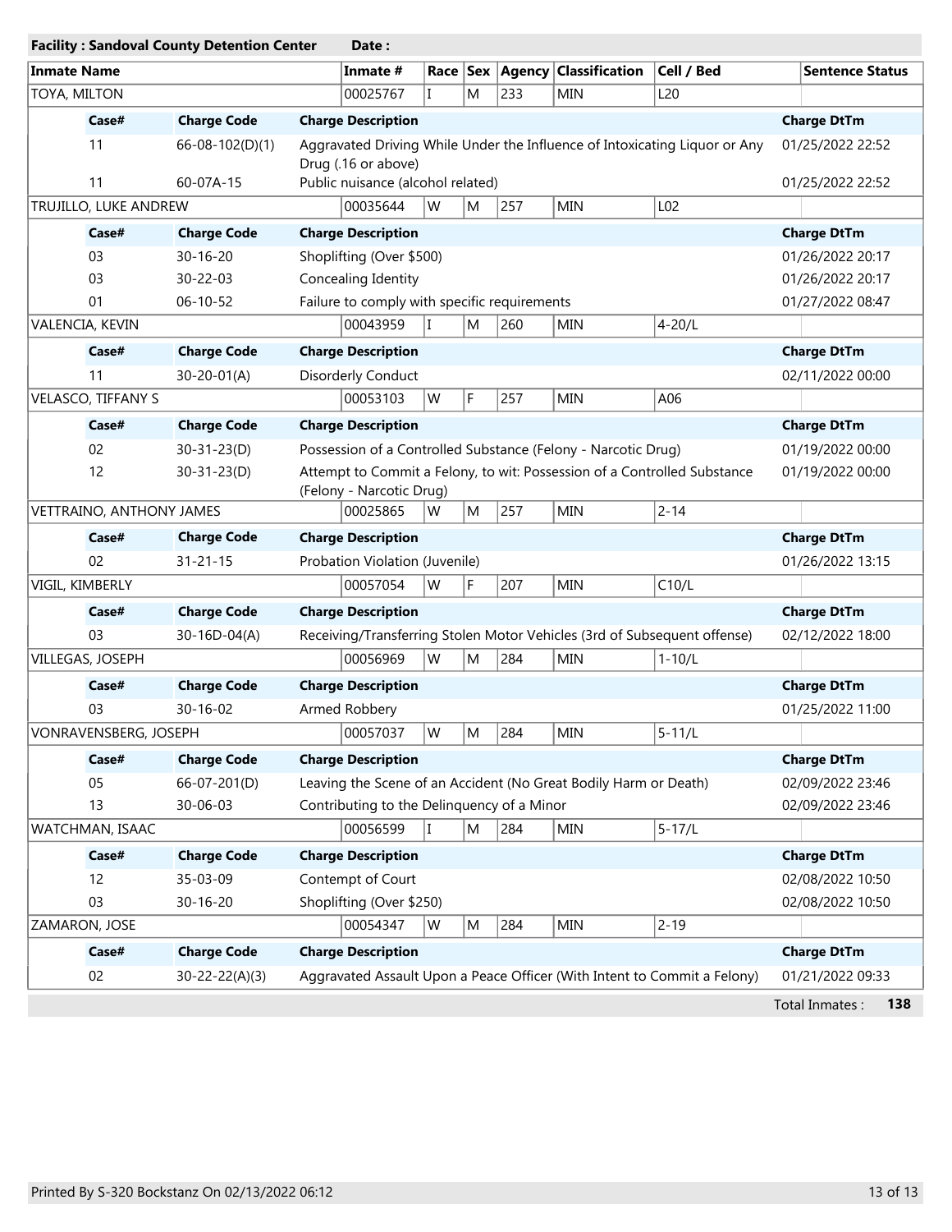**Facility : Sandoval County Detention Center** **Date :**

| Inmate Name | Inmate # | Race | Sex | Agency | Classification | Cell / Bed | Sentence Status |
|---|---|---|---|---|---|---|---|
| TOYA, MILTON | 00025767 | I | M | 233 | MIN | L20 | |

| Case# | Charge Code | Charge Description | Charge DtTm |
|---|---|---|---|
| 11 | 66-08-102(D)(1) | Aggravated Driving While Under the Influence of Intoxicating Liquor or Any Drug (.16 or above) | 01/25/2022 22:52 |
| 11 | 60-07A-15 | Public nuisance (alcohol related) | 01/25/2022 22:52 |

| Inmate Name | Inmate # | Race | Sex | Agency | Classification | Cell / Bed | Sentence Status |
|---|---|---|---|---|---|---|---|
| TRUJILLO, LUKE ANDREW | 00035644 | W | M | 257 | MIN | L02 | |

| Case# | Charge Code | Charge Description | Charge DtTm |
|---|---|---|---|
| 03 | 30-16-20 | Shoplifting (Over $500) | 01/26/2022 20:17 |
| 03 | 30-22-03 | Concealing Identity | 01/26/2022 20:17 |
| 01 | 06-10-52 | Failure to comply with specific requirements | 01/27/2022 08:47 |

| Inmate Name | Inmate # | Race | Sex | Agency | Classification | Cell / Bed | Sentence Status |
|---|---|---|---|---|---|---|---|
| VALENCIA, KEVIN | 00043959 | I | M | 260 | MIN | 4-20/L | |

| Case# | Charge Code | Charge Description | Charge DtTm |
|---|---|---|---|
| 11 | 30-20-01(A) | Disorderly Conduct | 02/11/2022 00:00 |

| Inmate Name | Inmate # | Race | Sex | Agency | Classification | Cell / Bed | Sentence Status |
|---|---|---|---|---|---|---|---|
| VELASCO, TIFFANY S | 00053103 | W | F | 257 | MIN | A06 | |

| Case# | Charge Code | Charge Description | Charge DtTm |
|---|---|---|---|
| 02 | 30-31-23(D) | Possession of a Controlled Substance (Felony - Narcotic Drug) | 01/19/2022 00:00 |
| 12 | 30-31-23(D) | Attempt to Commit a Felony, to wit: Possession of a Controlled Substance (Felony - Narcotic Drug) | 01/19/2022 00:00 |

| Inmate Name | Inmate # | Race | Sex | Agency | Classification | Cell / Bed | Sentence Status |
|---|---|---|---|---|---|---|---|
| VETTRAINO, ANTHONY JAMES | 00025865 | W | M | 257 | MIN | 2-14 | |

| Case# | Charge Code | Charge Description | Charge DtTm |
|---|---|---|---|
| 02 | 31-21-15 | Probation Violation (Juvenile) | 01/26/2022 13:15 |

| Inmate Name | Inmate # | Race | Sex | Agency | Classification | Cell / Bed | Sentence Status |
|---|---|---|---|---|---|---|---|
| VIGIL, KIMBERLY | 00057054 | W | F | 207 | MIN | C10/L | |

| Case# | Charge Code | Charge Description | Charge DtTm |
|---|---|---|---|
| 03 | 30-16D-04(A) | Receiving/Transferring Stolen Motor Vehicles (3rd of Subsequent offense) | 02/12/2022 18:00 |

| Inmate Name | Inmate # | Race | Sex | Agency | Classification | Cell / Bed | Sentence Status |
|---|---|---|---|---|---|---|---|
| VILLEGAS, JOSEPH | 00056969 | W | M | 284 | MIN | 1-10/L | |

| Case# | Charge Code | Charge Description | Charge DtTm |
|---|---|---|---|
| 03 | 30-16-02 | Armed Robbery | 01/25/2022 11:00 |

| Inmate Name | Inmate # | Race | Sex | Agency | Classification | Cell / Bed | Sentence Status |
|---|---|---|---|---|---|---|---|
| VONRAVENSBERG, JOSEPH | 00057037 | W | M | 284 | MIN | 5-11/L | |

| Case# | Charge Code | Charge Description | Charge DtTm |
|---|---|---|---|
| 05 | 66-07-201(D) | Leaving the Scene of an Accident (No Great Bodily Harm or Death) | 02/09/2022 23:46 |
| 13 | 30-06-03 | Contributing to the Delinquency of a Minor | 02/09/2022 23:46 |

| Inmate Name | Inmate # | Race | Sex | Agency | Classification | Cell / Bed | Sentence Status |
|---|---|---|---|---|---|---|---|
| WATCHMAN, ISAAC | 00056599 | I | M | 284 | MIN | 5-17/L | |

| Case# | Charge Code | Charge Description | Charge DtTm |
|---|---|---|---|
| 12 | 35-03-09 | Contempt of Court | 02/08/2022 10:50 |
| 03 | 30-16-20 | Shoplifting (Over $250) | 02/08/2022 10:50 |

| Inmate Name | Inmate # | Race | Sex | Agency | Classification | Cell / Bed | Sentence Status |
|---|---|---|---|---|---|---|---|
| ZAMARON, JOSE | 00054347 | W | M | 284 | MIN | 2-19 | |

| Case# | Charge Code | Charge Description | Charge DtTm |
|---|---|---|---|
| 02 | 30-22-22(A)(3) | Aggravated Assault Upon a Peace Officer (With Intent to Commit a Felony) | 01/21/2022 09:33 |

Total Inmates : **138**

Printed By S-320 Bockstanz On 02/13/2022 06:12